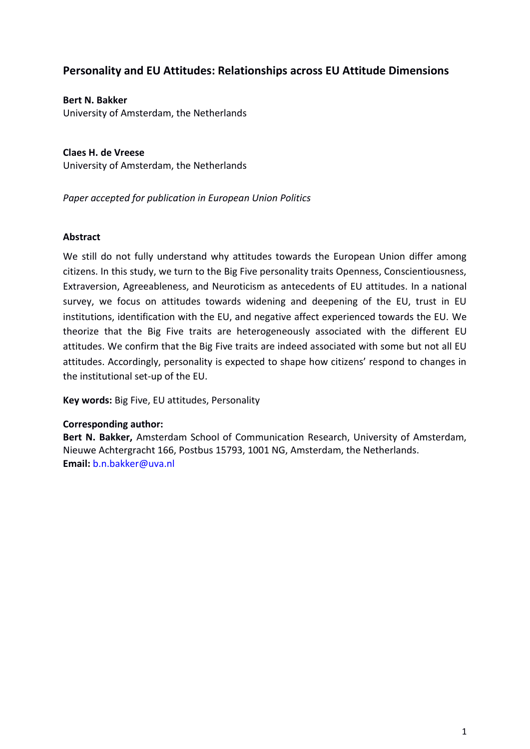# Personality and EU Attitudes: Relationships across EU Attitude Dimensions

**Bert N. Bakker**
University of Amsterdam, the Netherlands

**Claes H. de Vreese**
University of Amsterdam, the Netherlands

*Paper accepted for publication in European Union Politics*

**Abstract**

We still do not fully understand why attitudes towards the European Union differ among citizens. In this study, we turn to the Big Five personality traits Openness, Conscientiousness, Extraversion, Agreeableness, and Neuroticism as antecedents of EU attitudes. In a national survey, we focus on attitudes towards widening and deepening of the EU, trust in EU institutions, identification with the EU, and negative affect experienced towards the EU. We theorize that the Big Five traits are heterogeneously associated with the different EU attitudes. We confirm that the Big Five traits are indeed associated with some but not all EU attitudes. Accordingly, personality is expected to shape how citizens' respond to changes in the institutional set-up of the EU.

**Key words:** Big Five, EU attitudes, Personality

**Corresponding author:**
**Bert N. Bakker,** Amsterdam School of Communication Research, University of Amsterdam, Nieuwe Achtergracht 166, Postbus 15793, 1001 NG, Amsterdam, the Netherlands.
**Email:** b.n.bakker@uva.nl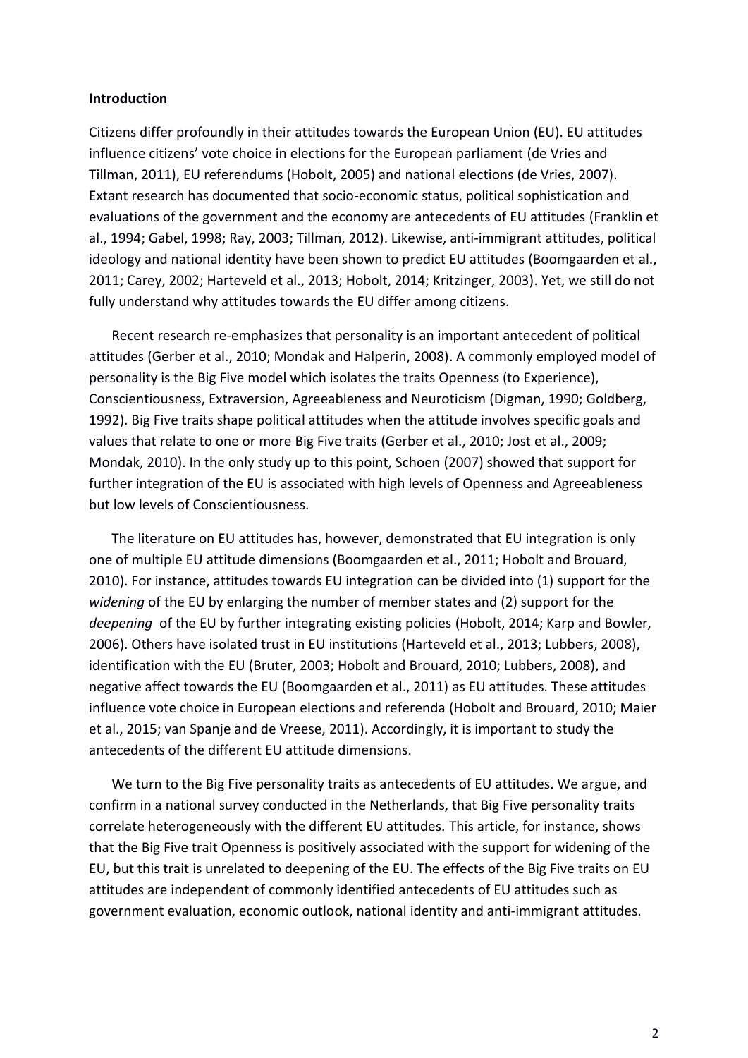**Introduction**

Citizens differ profoundly in their attitudes towards the European Union (EU). EU attitudes influence citizens' vote choice in elections for the European parliament (de Vries and Tillman, 2011), EU referendums (Hobolt, 2005) and national elections (de Vries, 2007). Extant research has documented that socio-economic status, political sophistication and evaluations of the government and the economy are antecedents of EU attitudes (Franklin et al., 1994; Gabel, 1998; Ray, 2003; Tillman, 2012). Likewise, anti-immigrant attitudes, political ideology and national identity have been shown to predict EU attitudes (Boomgaarden et al., 2011; Carey, 2002; Harteveld et al., 2013; Hobolt, 2014; Kritzinger, 2003). Yet, we still do not fully understand why attitudes towards the EU differ among citizens.

Recent research re-emphasizes that personality is an important antecedent of political attitudes (Gerber et al., 2010; Mondak and Halperin, 2008). A commonly employed model of personality is the Big Five model which isolates the traits Openness (to Experience), Conscientiousness, Extraversion, Agreeableness and Neuroticism (Digman, 1990; Goldberg, 1992). Big Five traits shape political attitudes when the attitude involves specific goals and values that relate to one or more Big Five traits (Gerber et al., 2010; Jost et al., 2009; Mondak, 2010). In the only study up to this point, Schoen (2007) showed that support for further integration of the EU is associated with high levels of Openness and Agreeableness but low levels of Conscientiousness.

The literature on EU attitudes has, however, demonstrated that EU integration is only one of multiple EU attitude dimensions (Boomgaarden et al., 2011; Hobolt and Brouard, 2010). For instance, attitudes towards EU integration can be divided into (1) support for the *widening* of the EU by enlarging the number of member states and (2) support for the *deepening* of the EU by further integrating existing policies (Hobolt, 2014; Karp and Bowler, 2006). Others have isolated trust in EU institutions (Harteveld et al., 2013; Lubbers, 2008), identification with the EU (Bruter, 2003; Hobolt and Brouard, 2010; Lubbers, 2008), and negative affect towards the EU (Boomgaarden et al., 2011) as EU attitudes. These attitudes influence vote choice in European elections and referenda (Hobolt and Brouard, 2010; Maier et al., 2015; van Spanje and de Vreese, 2011). Accordingly, it is important to study the antecedents of the different EU attitude dimensions.

We turn to the Big Five personality traits as antecedents of EU attitudes. We argue, and confirm in a national survey conducted in the Netherlands, that Big Five personality traits correlate heterogeneously with the different EU attitudes. This article, for instance, shows that the Big Five trait Openness is positively associated with the support for widening of the EU, but this trait is unrelated to deepening of the EU. The effects of the Big Five traits on EU attitudes are independent of commonly identified antecedents of EU attitudes such as government evaluation, economic outlook, national identity and anti-immigrant attitudes.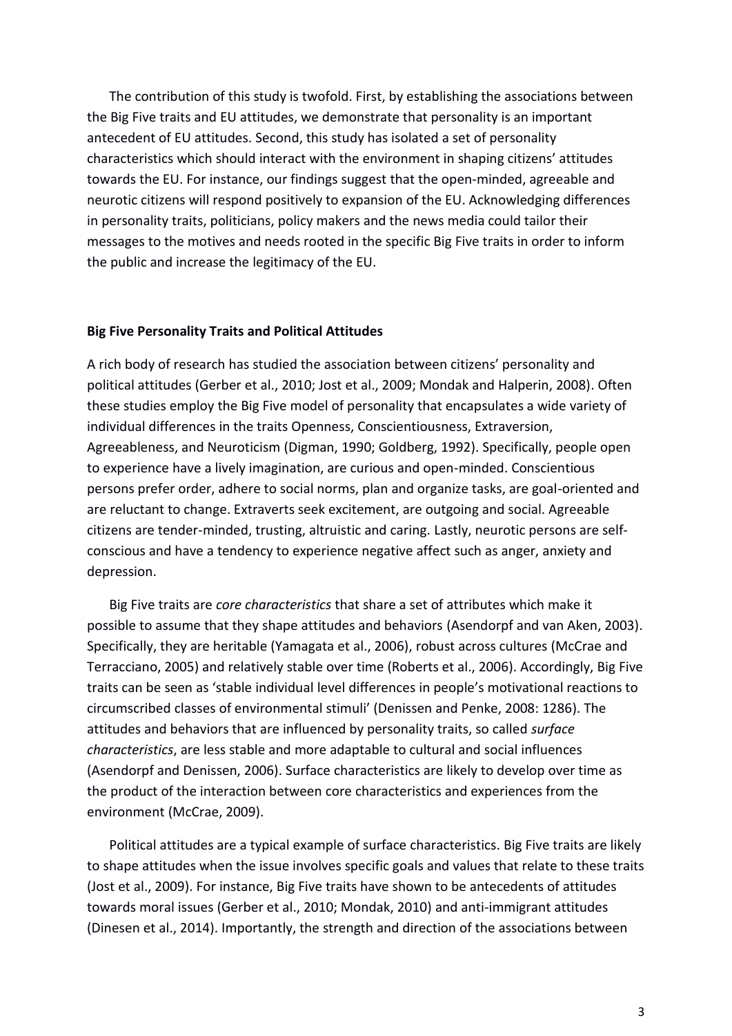The contribution of this study is twofold. First, by establishing the associations between the Big Five traits and EU attitudes, we demonstrate that personality is an important antecedent of EU attitudes. Second, this study has isolated a set of personality characteristics which should interact with the environment in shaping citizens' attitudes towards the EU. For instance, our findings suggest that the open-minded, agreeable and neurotic citizens will respond positively to expansion of the EU. Acknowledging differences in personality traits, politicians, policy makers and the news media could tailor their messages to the motives and needs rooted in the specific Big Five traits in order to inform the public and increase the legitimacy of the EU.

## Big Five Personality Traits and Political Attitudes

A rich body of research has studied the association between citizens' personality and political attitudes (Gerber et al., 2010; Jost et al., 2009; Mondak and Halperin, 2008). Often these studies employ the Big Five model of personality that encapsulates a wide variety of individual differences in the traits Openness, Conscientiousness, Extraversion, Agreeableness, and Neuroticism (Digman, 1990; Goldberg, 1992). Specifically, people open to experience have a lively imagination, are curious and open-minded. Conscientious persons prefer order, adhere to social norms, plan and organize tasks, are goal-oriented and are reluctant to change. Extraverts seek excitement, are outgoing and social. Agreeable citizens are tender-minded, trusting, altruistic and caring. Lastly, neurotic persons are self-conscious and have a tendency to experience negative affect such as anger, anxiety and depression.

Big Five traits are *core characteristics* that share a set of attributes which make it possible to assume that they shape attitudes and behaviors (Asendorpf and van Aken, 2003). Specifically, they are heritable (Yamagata et al., 2006), robust across cultures (McCrae and Terracciano, 2005) and relatively stable over time (Roberts et al., 2006). Accordingly, Big Five traits can be seen as 'stable individual level differences in people's motivational reactions to circumscribed classes of environmental stimuli' (Denissen and Penke, 2008: 1286). The attitudes and behaviors that are influenced by personality traits, so called *surface characteristics*, are less stable and more adaptable to cultural and social influences (Asendorpf and Denissen, 2006). Surface characteristics are likely to develop over time as the product of the interaction between core characteristics and experiences from the environment (McCrae, 2009).

Political attitudes are a typical example of surface characteristics. Big Five traits are likely to shape attitudes when the issue involves specific goals and values that relate to these traits (Jost et al., 2009). For instance, Big Five traits have shown to be antecedents of attitudes towards moral issues (Gerber et al., 2010; Mondak, 2010) and anti-immigrant attitudes (Dinesen et al., 2014). Importantly, the strength and direction of the associations between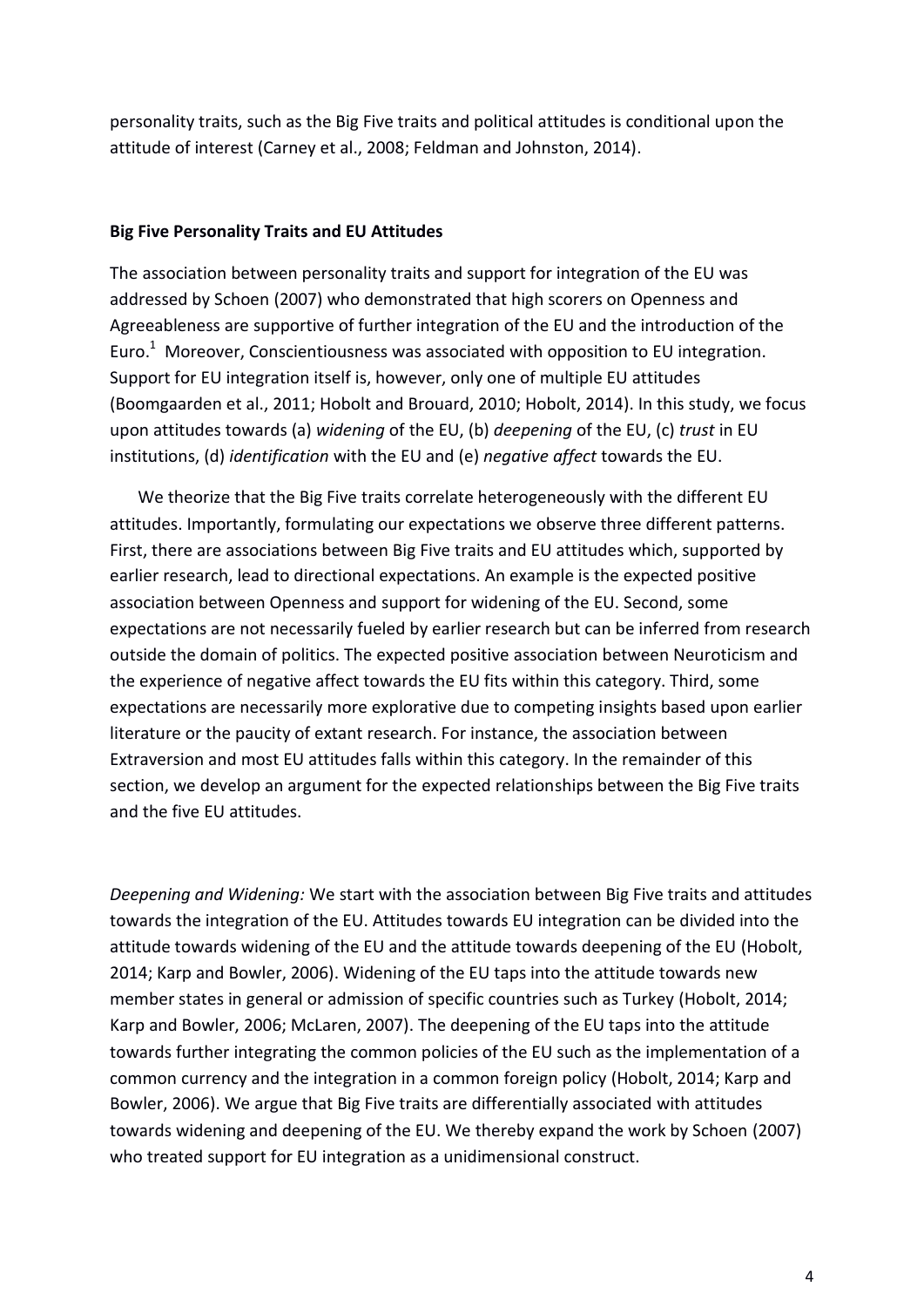personality traits, such as the Big Five traits and political attitudes is conditional upon the attitude of interest (Carney et al., 2008; Feldman and Johnston, 2014).

## Big Five Personality Traits and EU Attitudes

The association between personality traits and support for integration of the EU was addressed by Schoen (2007) who demonstrated that high scorers on Openness and Agreeableness are supportive of further integration of the EU and the introduction of the Euro.[1] Moreover, Conscientiousness was associated with opposition to EU integration. Support for EU integration itself is, however, only one of multiple EU attitudes (Boomgaarden et al., 2011; Hobolt and Brouard, 2010; Hobolt, 2014). In this study, we focus upon attitudes towards (a) *widening* of the EU, (b) *deepening* of the EU, (c) *trust* in EU institutions, (d) *identification* with the EU and (e) *negative affect* towards the EU.

We theorize that the Big Five traits correlate heterogeneously with the different EU attitudes. Importantly, formulating our expectations we observe three different patterns. First, there are associations between Big Five traits and EU attitudes which, supported by earlier research, lead to directional expectations. An example is the expected positive association between Openness and support for widening of the EU. Second, some expectations are not necessarily fueled by earlier research but can be inferred from research outside the domain of politics. The expected positive association between Neuroticism and the experience of negative affect towards the EU fits within this category. Third, some expectations are necessarily more explorative due to competing insights based upon earlier literature or the paucity of extant research. For instance, the association between Extraversion and most EU attitudes falls within this category. In the remainder of this section, we develop an argument for the expected relationships between the Big Five traits and the five EU attitudes.

*Deepening and Widening:* We start with the association between Big Five traits and attitudes towards the integration of the EU. Attitudes towards EU integration can be divided into the attitude towards widening of the EU and the attitude towards deepening of the EU (Hobolt, 2014; Karp and Bowler, 2006). Widening of the EU taps into the attitude towards new member states in general or admission of specific countries such as Turkey (Hobolt, 2014; Karp and Bowler, 2006; McLaren, 2007). The deepening of the EU taps into the attitude towards further integrating the common policies of the EU such as the implementation of a common currency and the integration in a common foreign policy (Hobolt, 2014; Karp and Bowler, 2006). We argue that Big Five traits are differentially associated with attitudes towards widening and deepening of the EU. We thereby expand the work by Schoen (2007) who treated support for EU integration as a unidimensional construct.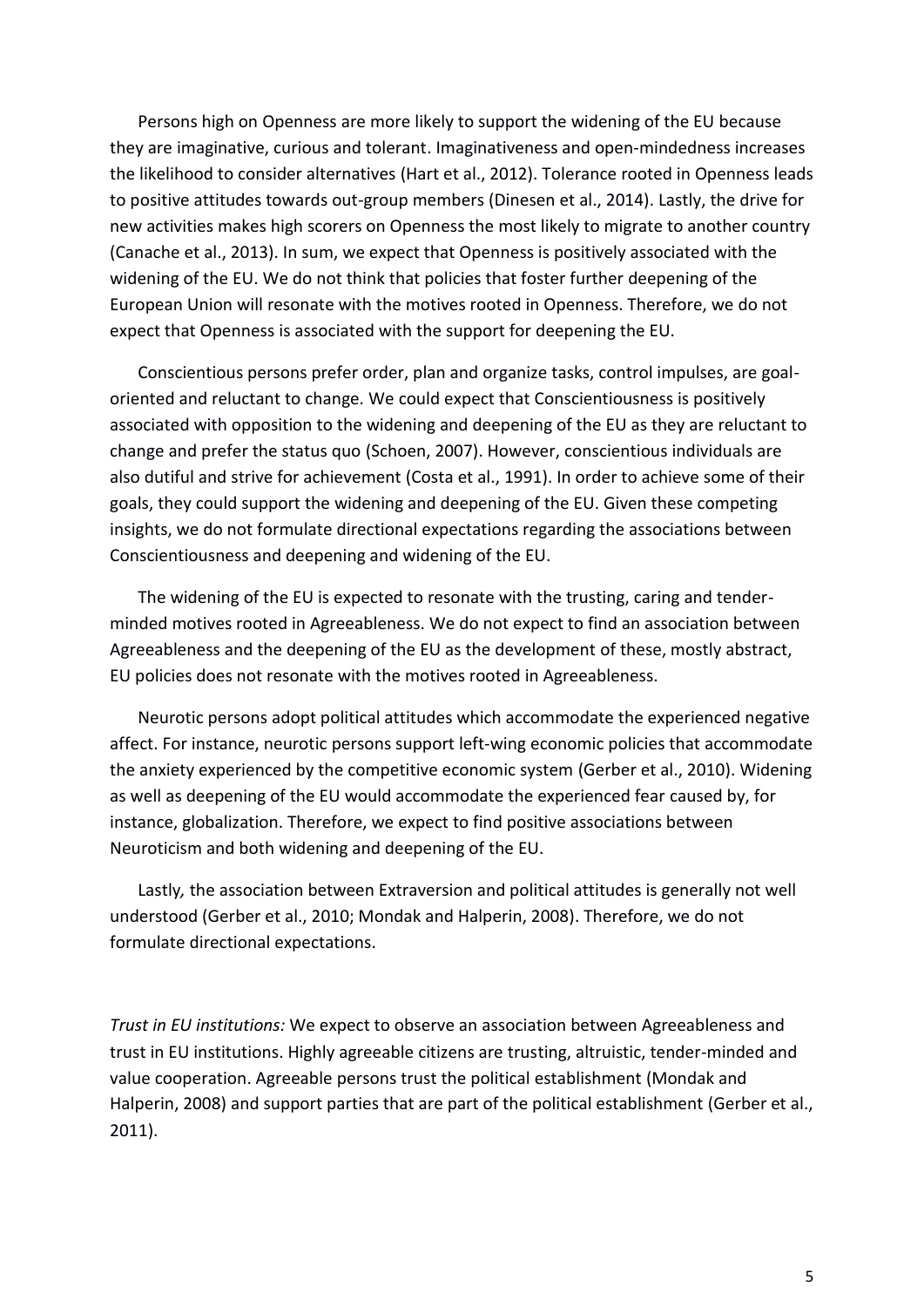Persons high on Openness are more likely to support the widening of the EU because they are imaginative, curious and tolerant. Imaginativeness and open-mindedness increases the likelihood to consider alternatives (Hart et al., 2012). Tolerance rooted in Openness leads to positive attitudes towards out-group members (Dinesen et al., 2014). Lastly, the drive for new activities makes high scorers on Openness the most likely to migrate to another country (Canache et al., 2013). In sum, we expect that Openness is positively associated with the widening of the EU. We do not think that policies that foster further deepening of the European Union will resonate with the motives rooted in Openness. Therefore, we do not expect that Openness is associated with the support for deepening the EU.

Conscientious persons prefer order, plan and organize tasks, control impulses, are goal-oriented and reluctant to change. We could expect that Conscientiousness is positively associated with opposition to the widening and deepening of the EU as they are reluctant to change and prefer the status quo (Schoen, 2007). However, conscientious individuals are also dutiful and strive for achievement (Costa et al., 1991). In order to achieve some of their goals, they could support the widening and deepening of the EU. Given these competing insights, we do not formulate directional expectations regarding the associations between Conscientiousness and deepening and widening of the EU.

The widening of the EU is expected to resonate with the trusting, caring and tender-minded motives rooted in Agreeableness. We do not expect to find an association between Agreeableness and the deepening of the EU as the development of these, mostly abstract, EU policies does not resonate with the motives rooted in Agreeableness.

Neurotic persons adopt political attitudes which accommodate the experienced negative affect. For instance, neurotic persons support left-wing economic policies that accommodate the anxiety experienced by the competitive economic system (Gerber et al., 2010). Widening as well as deepening of the EU would accommodate the experienced fear caused by, for instance, globalization. Therefore, we expect to find positive associations between Neuroticism and both widening and deepening of the EU.

Lastly, the association between Extraversion and political attitudes is generally not well understood (Gerber et al., 2010; Mondak and Halperin, 2008). Therefore, we do not formulate directional expectations.

*Trust in EU institutions:* We expect to observe an association between Agreeableness and trust in EU institutions. Highly agreeable citizens are trusting, altruistic, tender-minded and value cooperation. Agreeable persons trust the political establishment (Mondak and Halperin, 2008) and support parties that are part of the political establishment (Gerber et al., 2011).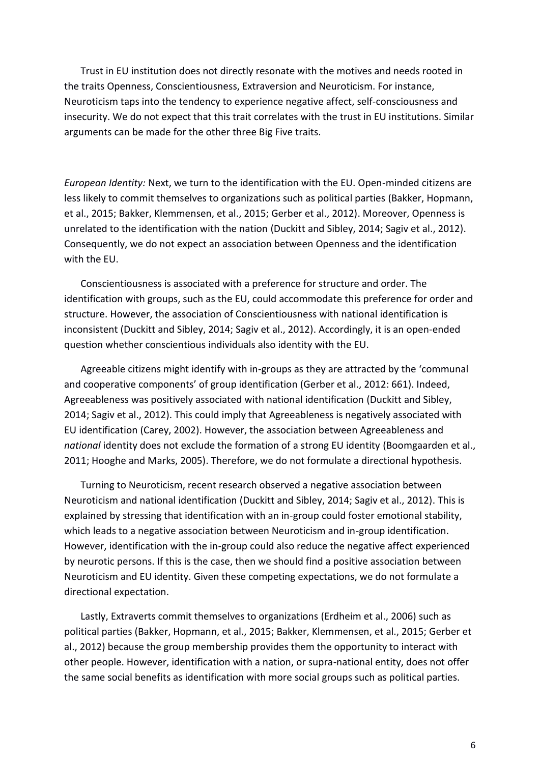Trust in EU institution does not directly resonate with the motives and needs rooted in the traits Openness, Conscientiousness, Extraversion and Neuroticism. For instance, Neuroticism taps into the tendency to experience negative affect, self-consciousness and insecurity. We do not expect that this trait correlates with the trust in EU institutions. Similar arguments can be made for the other three Big Five traits.

*European Identity:* Next, we turn to the identification with the EU. Open-minded citizens are less likely to commit themselves to organizations such as political parties (Bakker, Hopmann, et al., 2015; Bakker, Klemmensen, et al., 2015; Gerber et al., 2012). Moreover, Openness is unrelated to the identification with the nation (Duckitt and Sibley, 2014; Sagiv et al., 2012). Consequently, we do not expect an association between Openness and the identification with the EU.

Conscientiousness is associated with a preference for structure and order. The identification with groups, such as the EU, could accommodate this preference for order and structure. However, the association of Conscientiousness with national identification is inconsistent (Duckitt and Sibley, 2014; Sagiv et al., 2012). Accordingly, it is an open-ended question whether conscientious individuals also identity with the EU.

Agreeable citizens might identify with in-groups as they are attracted by the 'communal and cooperative components' of group identification (Gerber et al., 2012: 661). Indeed, Agreeableness was positively associated with national identification (Duckitt and Sibley, 2014; Sagiv et al., 2012). This could imply that Agreeableness is negatively associated with EU identification (Carey, 2002). However, the association between Agreeableness and *national* identity does not exclude the formation of a strong EU identity (Boomgaarden et al., 2011; Hooghe and Marks, 2005). Therefore, we do not formulate a directional hypothesis.

Turning to Neuroticism, recent research observed a negative association between Neuroticism and national identification (Duckitt and Sibley, 2014; Sagiv et al., 2012). This is explained by stressing that identification with an in-group could foster emotional stability, which leads to a negative association between Neuroticism and in-group identification. However, identification with the in-group could also reduce the negative affect experienced by neurotic persons. If this is the case, then we should find a positive association between Neuroticism and EU identity. Given these competing expectations, we do not formulate a directional expectation.

Lastly, Extraverts commit themselves to organizations (Erdheim et al., 2006) such as political parties (Bakker, Hopmann, et al., 2015; Bakker, Klemmensen, et al., 2015; Gerber et al., 2012) because the group membership provides them the opportunity to interact with other people. However, identification with a nation, or supra-national entity, does not offer the same social benefits as identification with more social groups such as political parties.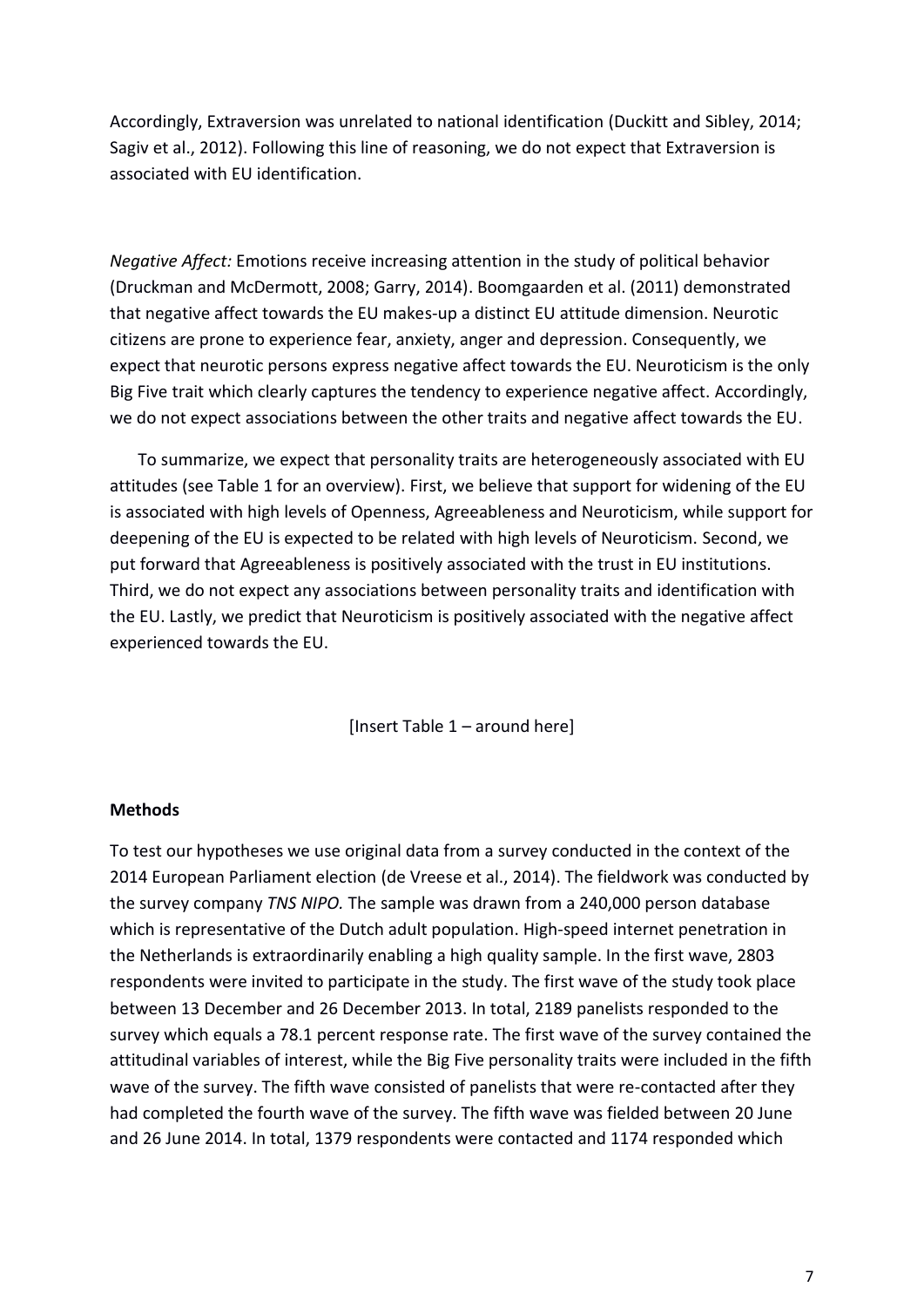Accordingly, Extraversion was unrelated to national identification (Duckitt and Sibley, 2014; Sagiv et al., 2012). Following this line of reasoning, we do not expect that Extraversion is associated with EU identification.

*Negative Affect:* Emotions receive increasing attention in the study of political behavior (Druckman and McDermott, 2008; Garry, 2014). Boomgaarden et al. (2011) demonstrated that negative affect towards the EU makes-up a distinct EU attitude dimension. Neurotic citizens are prone to experience fear, anxiety, anger and depression. Consequently, we expect that neurotic persons express negative affect towards the EU. Neuroticism is the only Big Five trait which clearly captures the tendency to experience negative affect. Accordingly, we do not expect associations between the other traits and negative affect towards the EU.

To summarize, we expect that personality traits are heterogeneously associated with EU attitudes (see Table 1 for an overview). First, we believe that support for widening of the EU is associated with high levels of Openness, Agreeableness and Neuroticism, while support for deepening of the EU is expected to be related with high levels of Neuroticism. Second, we put forward that Agreeableness is positively associated with the trust in EU institutions. Third, we do not expect any associations between personality traits and identification with the EU. Lastly, we predict that Neuroticism is positively associated with the negative affect experienced towards the EU.

[Insert Table 1 – around here]

**Methods**

To test our hypotheses we use original data from a survey conducted in the context of the 2014 European Parliament election (de Vreese et al., 2014). The fieldwork was conducted by the survey company *TNS NIPO.* The sample was drawn from a 240,000 person database which is representative of the Dutch adult population. High-speed internet penetration in the Netherlands is extraordinarily enabling a high quality sample. In the first wave, 2803 respondents were invited to participate in the study. The first wave of the study took place between 13 December and 26 December 2013. In total, 2189 panelists responded to the survey which equals a 78.1 percent response rate. The first wave of the survey contained the attitudinal variables of interest, while the Big Five personality traits were included in the fifth wave of the survey. The fifth wave consisted of panelists that were re-contacted after they had completed the fourth wave of the survey. The fifth wave was fielded between 20 June and 26 June 2014. In total, 1379 respondents were contacted and 1174 responded which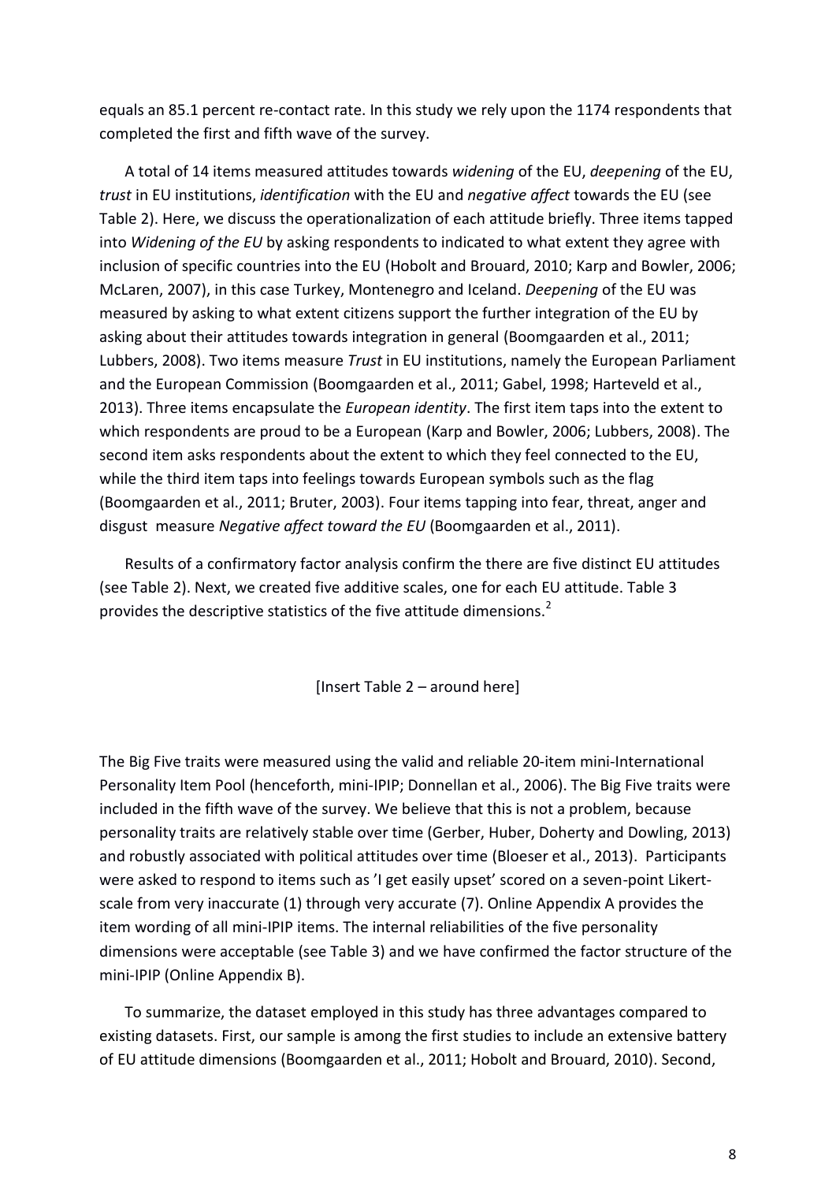equals an 85.1 percent re-contact rate. In this study we rely upon the 1174 respondents that completed the first and fifth wave of the survey.

A total of 14 items measured attitudes towards *widening* of the EU, *deepening* of the EU, *trust* in EU institutions, *identification* with the EU and *negative affect* towards the EU (see Table 2). Here, we discuss the operationalization of each attitude briefly. Three items tapped into *Widening of the EU* by asking respondents to indicated to what extent they agree with inclusion of specific countries into the EU (Hobolt and Brouard, 2010; Karp and Bowler, 2006; McLaren, 2007), in this case Turkey, Montenegro and Iceland. *Deepening* of the EU was measured by asking to what extent citizens support the further integration of the EU by asking about their attitudes towards integration in general (Boomgaarden et al., 2011; Lubbers, 2008). Two items measure *Trust* in EU institutions, namely the European Parliament and the European Commission (Boomgaarden et al., 2011; Gabel, 1998; Harteveld et al., 2013). Three items encapsulate the *European identity*. The first item taps into the extent to which respondents are proud to be a European (Karp and Bowler, 2006; Lubbers, 2008). The second item asks respondents about the extent to which they feel connected to the EU, while the third item taps into feelings towards European symbols such as the flag (Boomgaarden et al., 2011; Bruter, 2003). Four items tapping into fear, threat, anger and disgust measure *Negative affect toward the EU* (Boomgaarden et al., 2011).

Results of a confirmatory factor analysis confirm the there are five distinct EU attitudes (see Table 2). Next, we created five additive scales, one for each EU attitude. Table 3 provides the descriptive statistics of the five attitude dimensions.[2]

[Insert Table 2 – around here]

The Big Five traits were measured using the valid and reliable 20-item mini-International Personality Item Pool (henceforth, mini-IPIP; Donnellan et al., 2006). The Big Five traits were included in the fifth wave of the survey. We believe that this is not a problem, because personality traits are relatively stable over time (Gerber, Huber, Doherty and Dowling, 2013) and robustly associated with political attitudes over time (Bloeser et al., 2013). Participants were asked to respond to items such as 'I get easily upset' scored on a seven-point Likert-scale from very inaccurate (1) through very accurate (7). Online Appendix A provides the item wording of all mini-IPIP items. The internal reliabilities of the five personality dimensions were acceptable (see Table 3) and we have confirmed the factor structure of the mini-IPIP (Online Appendix B).

To summarize, the dataset employed in this study has three advantages compared to existing datasets. First, our sample is among the first studies to include an extensive battery of EU attitude dimensions (Boomgaarden et al., 2011; Hobolt and Brouard, 2010). Second,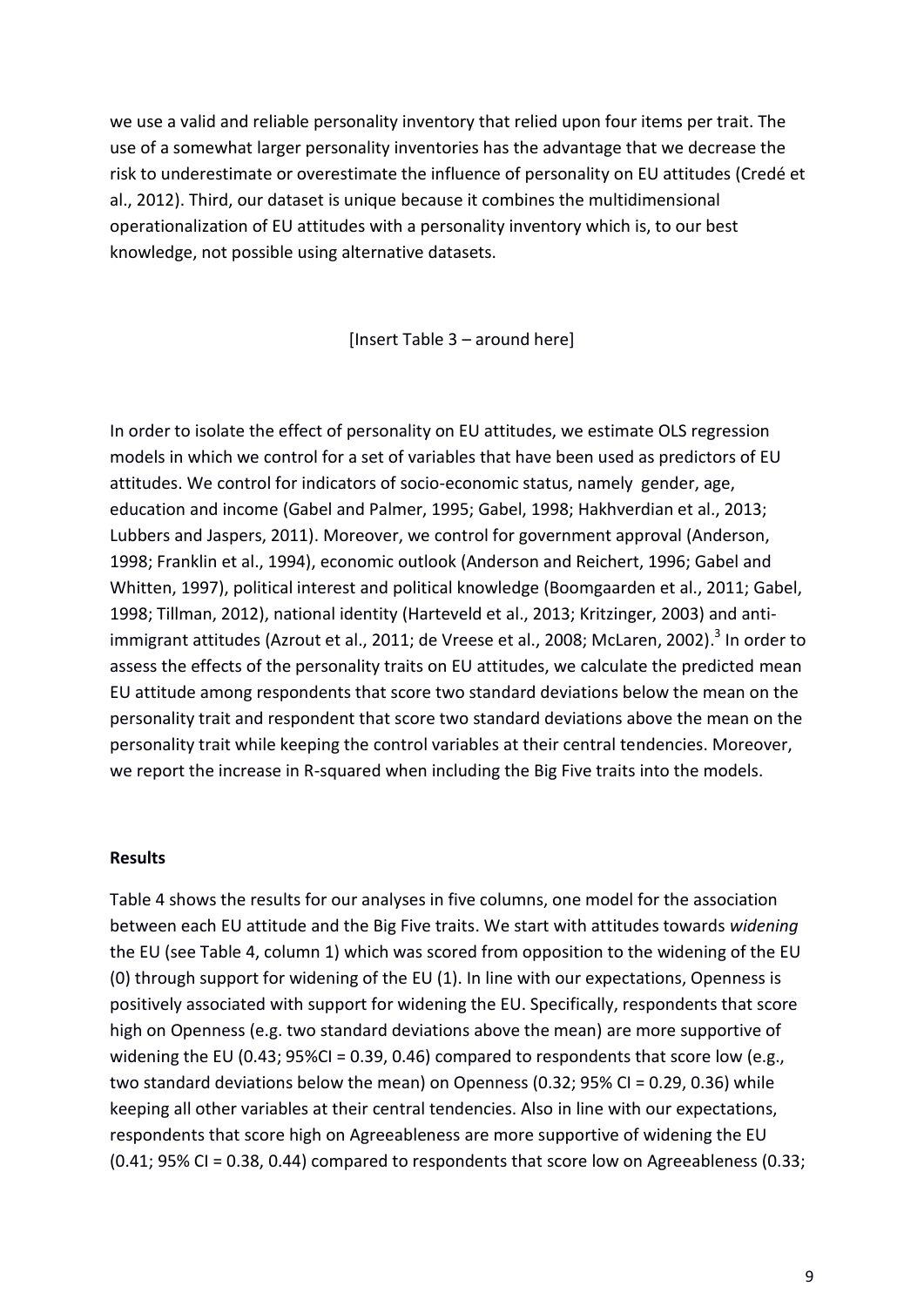we use a valid and reliable personality inventory that relied upon four items per trait. The use of a somewhat larger personality inventories has the advantage that we decrease the risk to underestimate or overestimate the influence of personality on EU attitudes (Credé et al., 2012). Third, our dataset is unique because it combines the multidimensional operationalization of EU attitudes with a personality inventory which is, to our best knowledge, not possible using alternative datasets.

[Insert Table 3 – around here]

In order to isolate the effect of personality on EU attitudes, we estimate OLS regression models in which we control for a set of variables that have been used as predictors of EU attitudes. We control for indicators of socio-economic status, namely gender, age, education and income (Gabel and Palmer, 1995; Gabel, 1998; Hakhverdian et al., 2013; Lubbers and Jaspers, 2011). Moreover, we control for government approval (Anderson, 1998; Franklin et al., 1994), economic outlook (Anderson and Reichert, 1996; Gabel and Whitten, 1997), political interest and political knowledge (Boomgaarden et al., 2011; Gabel, 1998; Tillman, 2012), national identity (Harteveld et al., 2013; Kritzinger, 2003) and anti-immigrant attitudes (Azrout et al., 2011; de Vreese et al., 2008; McLaren, 2002).[3] In order to assess the effects of the personality traits on EU attitudes, we calculate the predicted mean EU attitude among respondents that score two standard deviations below the mean on the personality trait and respondent that score two standard deviations above the mean on the personality trait while keeping the control variables at their central tendencies. Moreover, we report the increase in R-squared when including the Big Five traits into the models.

**Results**

Table 4 shows the results for our analyses in five columns, one model for the association between each EU attitude and the Big Five traits. We start with attitudes towards *widening* the EU (see Table 4, column 1) which was scored from opposition to the widening of the EU (0) through support for widening of the EU (1). In line with our expectations, Openness is positively associated with support for widening the EU. Specifically, respondents that score high on Openness (e.g. two standard deviations above the mean) are more supportive of widening the EU (0.43; 95%CI = 0.39, 0.46) compared to respondents that score low (e.g., two standard deviations below the mean) on Openness (0.32; 95% CI = 0.29, 0.36) while keeping all other variables at their central tendencies. Also in line with our expectations, respondents that score high on Agreeableness are more supportive of widening the EU (0.41; 95% CI = 0.38, 0.44) compared to respondents that score low on Agreeableness (0.33;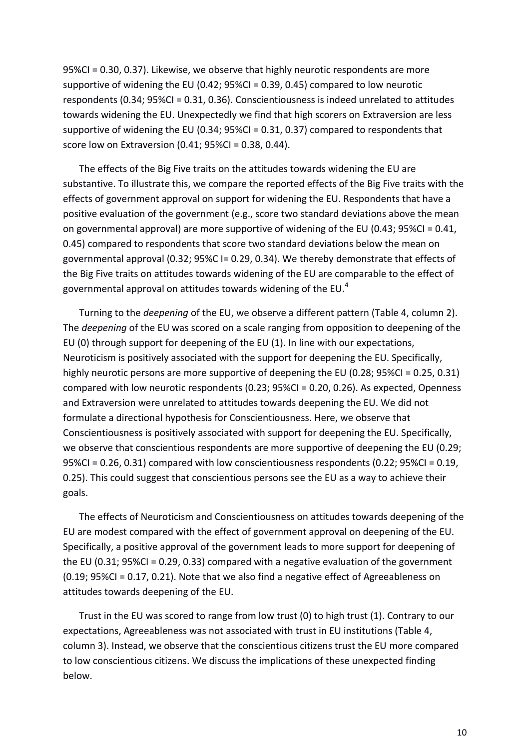95%CI = 0.30, 0.37). Likewise, we observe that highly neurotic respondents are more supportive of widening the EU (0.42; 95%CI = 0.39, 0.45) compared to low neurotic respondents (0.34; 95%CI = 0.31, 0.36). Conscientiousness is indeed unrelated to attitudes towards widening the EU. Unexpectedly we find that high scorers on Extraversion are less supportive of widening the EU (0.34; 95%CI = 0.31, 0.37) compared to respondents that score low on Extraversion (0.41; 95%CI = 0.38, 0.44).

The effects of the Big Five traits on the attitudes towards widening the EU are substantive. To illustrate this, we compare the reported effects of the Big Five traits with the effects of government approval on support for widening the EU. Respondents that have a positive evaluation of the government (e.g., score two standard deviations above the mean on governmental approval) are more supportive of widening of the EU (0.43; 95%CI = 0.41, 0.45) compared to respondents that score two standard deviations below the mean on governmental approval (0.32; 95%C I= 0.29, 0.34). We thereby demonstrate that effects of the Big Five traits on attitudes towards widening of the EU are comparable to the effect of governmental approval on attitudes towards widening of the EU.[4]

Turning to the *deepening* of the EU, we observe a different pattern (Table 4, column 2). The *deepening* of the EU was scored on a scale ranging from opposition to deepening of the EU (0) through support for deepening of the EU (1). In line with our expectations, Neuroticism is positively associated with the support for deepening the EU. Specifically, highly neurotic persons are more supportive of deepening the EU (0.28; 95%CI = 0.25, 0.31) compared with low neurotic respondents (0.23; 95%CI = 0.20, 0.26). As expected, Openness and Extraversion were unrelated to attitudes towards deepening the EU. We did not formulate a directional hypothesis for Conscientiousness. Here, we observe that Conscientiousness is positively associated with support for deepening the EU. Specifically, we observe that conscientious respondents are more supportive of deepening the EU (0.29; 95%CI = 0.26, 0.31) compared with low conscientiousness respondents (0.22; 95%CI = 0.19, 0.25). This could suggest that conscientious persons see the EU as a way to achieve their goals.

The effects of Neuroticism and Conscientiousness on attitudes towards deepening of the EU are modest compared with the effect of government approval on deepening of the EU. Specifically, a positive approval of the government leads to more support for deepening of the EU (0.31; 95%CI = 0.29, 0.33) compared with a negative evaluation of the government (0.19; 95%CI = 0.17, 0.21). Note that we also find a negative effect of Agreeableness on attitudes towards deepening of the EU.

Trust in the EU was scored to range from low trust (0) to high trust (1). Contrary to our expectations, Agreeableness was not associated with trust in EU institutions (Table 4, column 3). Instead, we observe that the conscientious citizens trust the EU more compared to low conscientious citizens. We discuss the implications of these unexpected finding below.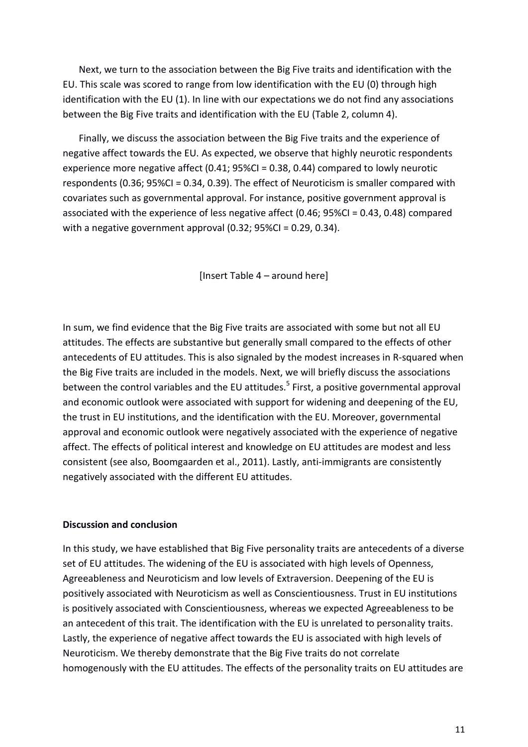Next, we turn to the association between the Big Five traits and identification with the EU. This scale was scored to range from low identification with the EU (0) through high identification with the EU (1). In line with our expectations we do not find any associations between the Big Five traits and identification with the EU (Table 2, column 4).

Finally, we discuss the association between the Big Five traits and the experience of negative affect towards the EU. As expected, we observe that highly neurotic respondents experience more negative affect (0.41; 95%CI = 0.38, 0.44) compared to lowly neurotic respondents (0.36; 95%CI = 0.34, 0.39). The effect of Neuroticism is smaller compared with covariates such as governmental approval. For instance, positive government approval is associated with the experience of less negative affect (0.46; 95%CI = 0.43, 0.48) compared with a negative government approval (0.32; 95%CI = 0.29, 0.34).

[Insert Table 4 – around here]

In sum, we find evidence that the Big Five traits are associated with some but not all EU attitudes. The effects are substantive but generally small compared to the effects of other antecedents of EU attitudes. This is also signaled by the modest increases in R-squared when the Big Five traits are included in the models. Next, we will briefly discuss the associations between the control variables and the EU attitudes.[5] First, a positive governmental approval and economic outlook were associated with support for widening and deepening of the EU, the trust in EU institutions, and the identification with the EU. Moreover, governmental approval and economic outlook were negatively associated with the experience of negative affect. The effects of political interest and knowledge on EU attitudes are modest and less consistent (see also, Boomgaarden et al., 2011). Lastly, anti-immigrants are consistently negatively associated with the different EU attitudes.

**Discussion and conclusion**

In this study, we have established that Big Five personality traits are antecedents of a diverse set of EU attitudes. The widening of the EU is associated with high levels of Openness, Agreeableness and Neuroticism and low levels of Extraversion. Deepening of the EU is positively associated with Neuroticism as well as Conscientiousness. Trust in EU institutions is positively associated with Conscientiousness, whereas we expected Agreeableness to be an antecedent of this trait. The identification with the EU is unrelated to personality traits. Lastly, the experience of negative affect towards the EU is associated with high levels of Neuroticism. We thereby demonstrate that the Big Five traits do not correlate homogenously with the EU attitudes. The effects of the personality traits on EU attitudes are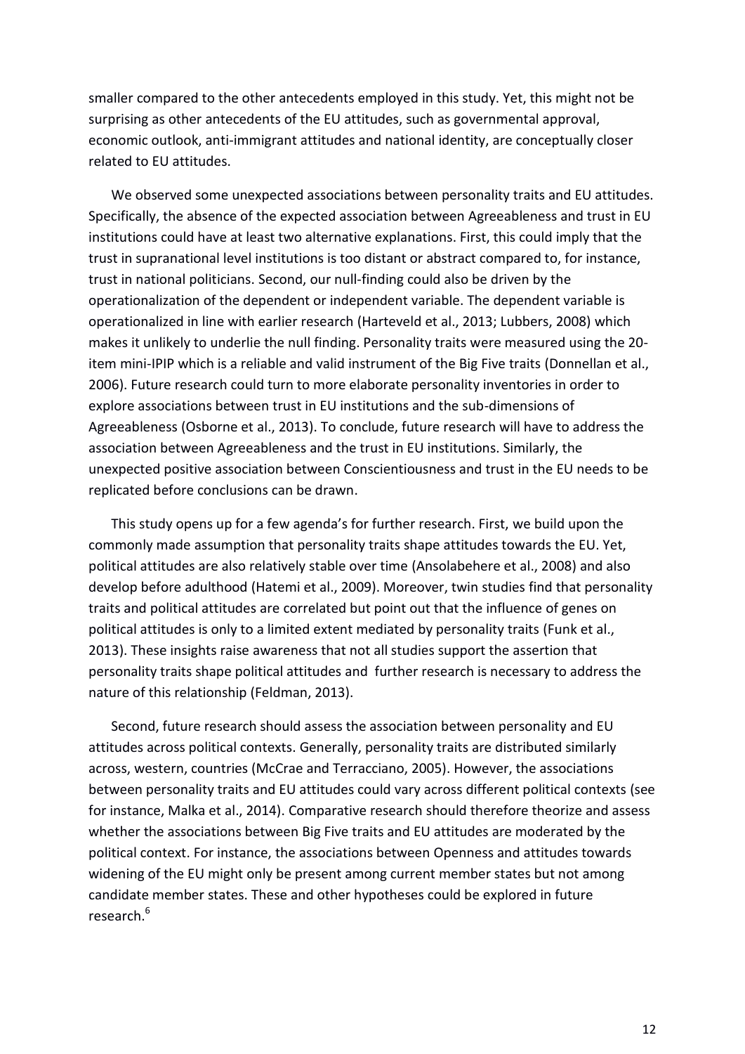smaller compared to the other antecedents employed in this study. Yet, this might not be surprising as other antecedents of the EU attitudes, such as governmental approval, economic outlook, anti-immigrant attitudes and national identity, are conceptually closer related to EU attitudes.

We observed some unexpected associations between personality traits and EU attitudes. Specifically, the absence of the expected association between Agreeableness and trust in EU institutions could have at least two alternative explanations. First, this could imply that the trust in supranational level institutions is too distant or abstract compared to, for instance, trust in national politicians. Second, our null-finding could also be driven by the operationalization of the dependent or independent variable. The dependent variable is operationalized in line with earlier research (Harteveld et al., 2013; Lubbers, 2008) which makes it unlikely to underlie the null finding. Personality traits were measured using the 20-item mini-IPIP which is a reliable and valid instrument of the Big Five traits (Donnellan et al., 2006). Future research could turn to more elaborate personality inventories in order to explore associations between trust in EU institutions and the sub-dimensions of Agreeableness (Osborne et al., 2013). To conclude, future research will have to address the association between Agreeableness and the trust in EU institutions. Similarly, the unexpected positive association between Conscientiousness and trust in the EU needs to be replicated before conclusions can be drawn.

This study opens up for a few agenda's for further research. First, we build upon the commonly made assumption that personality traits shape attitudes towards the EU. Yet, political attitudes are also relatively stable over time (Ansolabehere et al., 2008) and also develop before adulthood (Hatemi et al., 2009). Moreover, twin studies find that personality traits and political attitudes are correlated but point out that the influence of genes on political attitudes is only to a limited extent mediated by personality traits (Funk et al., 2013). These insights raise awareness that not all studies support the assertion that personality traits shape political attitudes and further research is necessary to address the nature of this relationship (Feldman, 2013).

Second, future research should assess the association between personality and EU attitudes across political contexts. Generally, personality traits are distributed similarly across, western, countries (McCrae and Terracciano, 2005). However, the associations between personality traits and EU attitudes could vary across different political contexts (see for instance, Malka et al., 2014). Comparative research should therefore theorize and assess whether the associations between Big Five traits and EU attitudes are moderated by the political context. For instance, the associations between Openness and attitudes towards widening of the EU might only be present among current member states but not among candidate member states. These and other hypotheses could be explored in future research.[6]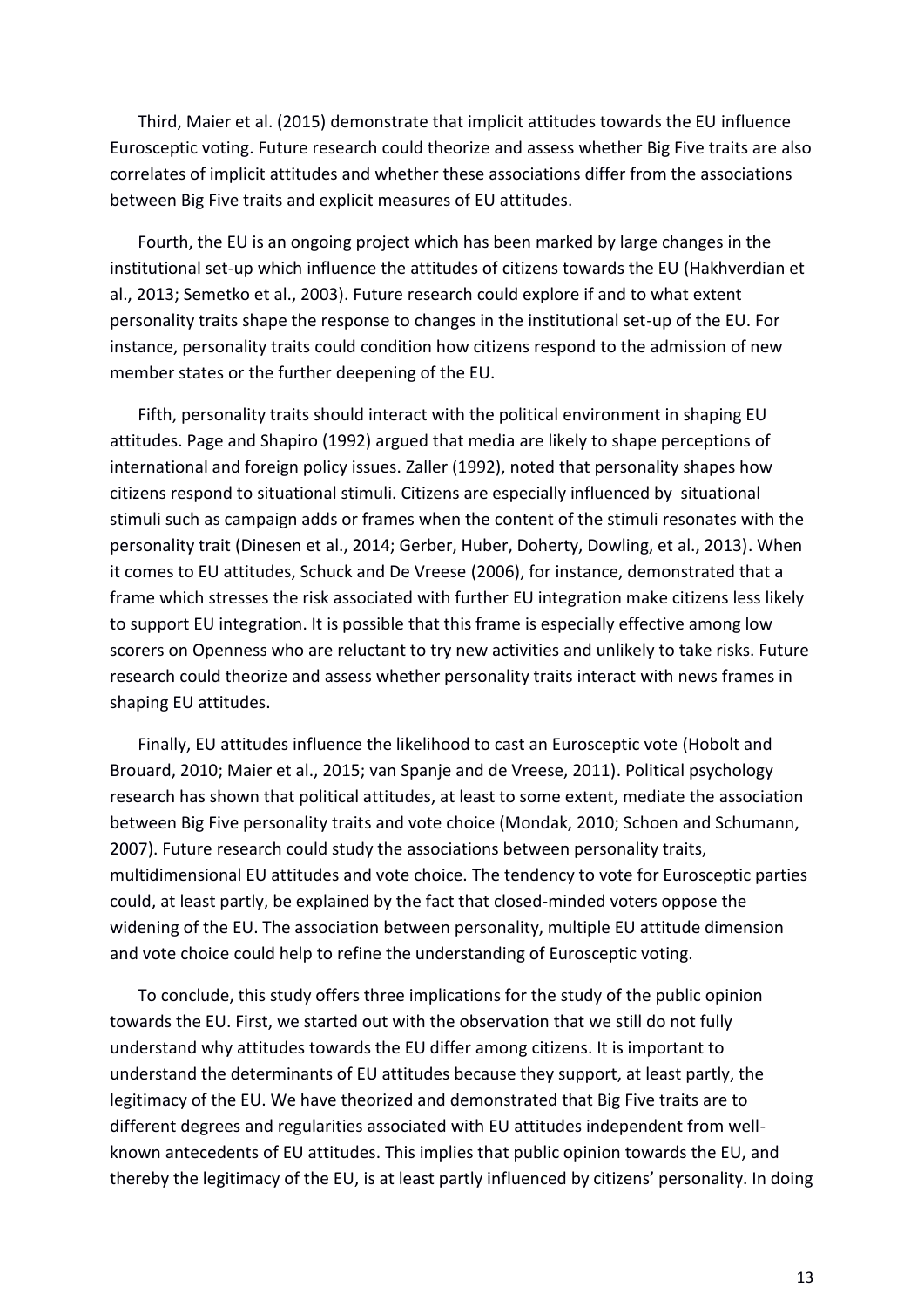Third, Maier et al. (2015) demonstrate that implicit attitudes towards the EU influence Eurosceptic voting. Future research could theorize and assess whether Big Five traits are also correlates of implicit attitudes and whether these associations differ from the associations between Big Five traits and explicit measures of EU attitudes.

Fourth, the EU is an ongoing project which has been marked by large changes in the institutional set-up which influence the attitudes of citizens towards the EU (Hakhverdian et al., 2013; Semetko et al., 2003). Future research could explore if and to what extent personality traits shape the response to changes in the institutional set-up of the EU. For instance, personality traits could condition how citizens respond to the admission of new member states or the further deepening of the EU.

Fifth, personality traits should interact with the political environment in shaping EU attitudes. Page and Shapiro (1992) argued that media are likely to shape perceptions of international and foreign policy issues. Zaller (1992), noted that personality shapes how citizens respond to situational stimuli. Citizens are especially influenced by situational stimuli such as campaign adds or frames when the content of the stimuli resonates with the personality trait (Dinesen et al., 2014; Gerber, Huber, Doherty, Dowling, et al., 2013). When it comes to EU attitudes, Schuck and De Vreese (2006), for instance, demonstrated that a frame which stresses the risk associated with further EU integration make citizens less likely to support EU integration. It is possible that this frame is especially effective among low scorers on Openness who are reluctant to try new activities and unlikely to take risks. Future research could theorize and assess whether personality traits interact with news frames in shaping EU attitudes.

Finally, EU attitudes influence the likelihood to cast an Eurosceptic vote (Hobolt and Brouard, 2010; Maier et al., 2015; van Spanje and de Vreese, 2011). Political psychology research has shown that political attitudes, at least to some extent, mediate the association between Big Five personality traits and vote choice (Mondak, 2010; Schoen and Schumann, 2007). Future research could study the associations between personality traits, multidimensional EU attitudes and vote choice. The tendency to vote for Eurosceptic parties could, at least partly, be explained by the fact that closed-minded voters oppose the widening of the EU. The association between personality, multiple EU attitude dimension and vote choice could help to refine the understanding of Eurosceptic voting.

To conclude, this study offers three implications for the study of the public opinion towards the EU. First, we started out with the observation that we still do not fully understand why attitudes towards the EU differ among citizens. It is important to understand the determinants of EU attitudes because they support, at least partly, the legitimacy of the EU. We have theorized and demonstrated that Big Five traits are to different degrees and regularities associated with EU attitudes independent from well-known antecedents of EU attitudes. This implies that public opinion towards the EU, and thereby the legitimacy of the EU, is at least partly influenced by citizens' personality. In doing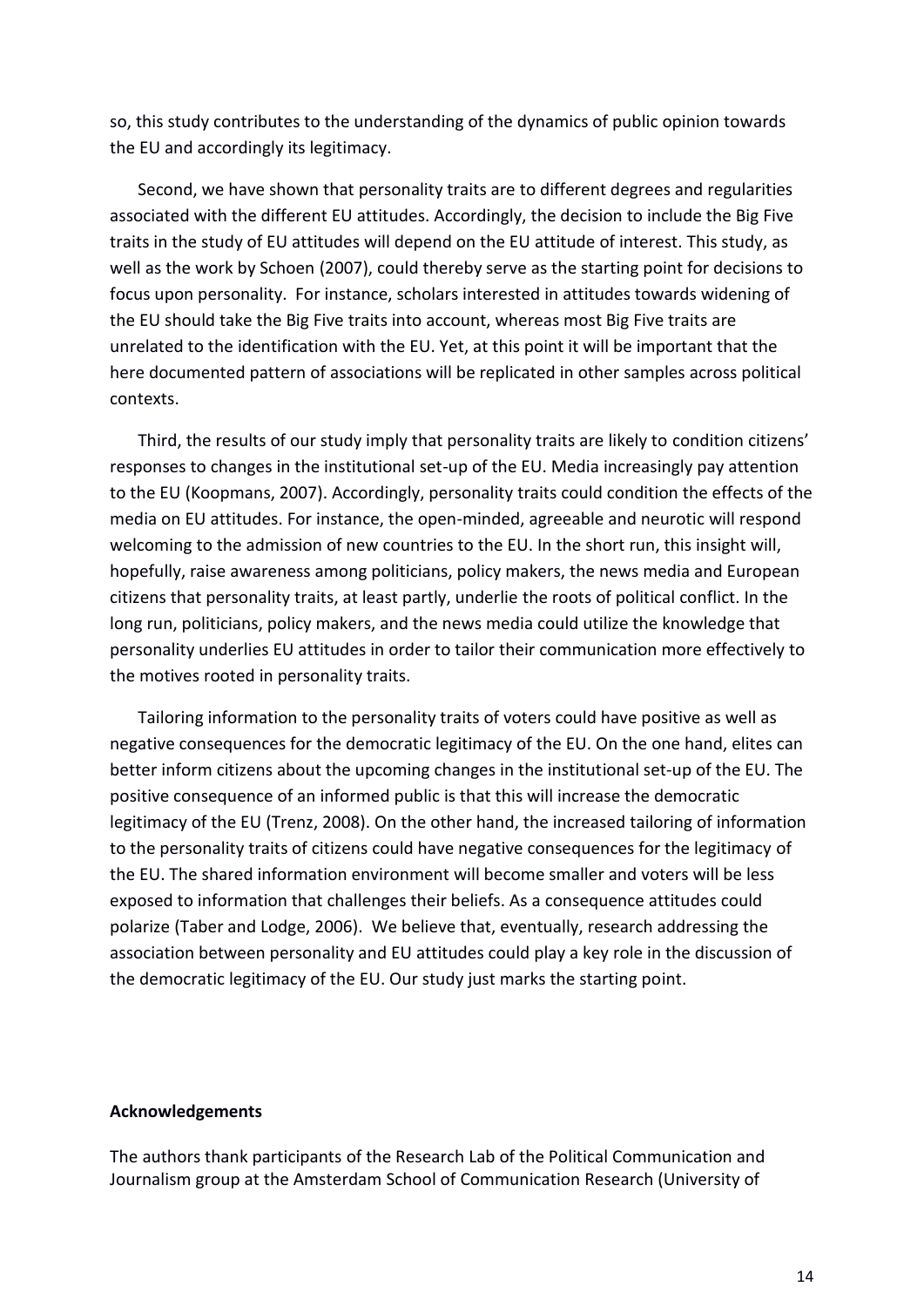so, this study contributes to the understanding of the dynamics of public opinion towards the EU and accordingly its legitimacy.

Second, we have shown that personality traits are to different degrees and regularities associated with the different EU attitudes. Accordingly, the decision to include the Big Five traits in the study of EU attitudes will depend on the EU attitude of interest. This study, as well as the work by Schoen (2007), could thereby serve as the starting point for decisions to focus upon personality. For instance, scholars interested in attitudes towards widening of the EU should take the Big Five traits into account, whereas most Big Five traits are unrelated to the identification with the EU. Yet, at this point it will be important that the here documented pattern of associations will be replicated in other samples across political contexts.

Third, the results of our study imply that personality traits are likely to condition citizens' responses to changes in the institutional set-up of the EU. Media increasingly pay attention to the EU (Koopmans, 2007). Accordingly, personality traits could condition the effects of the media on EU attitudes. For instance, the open-minded, agreeable and neurotic will respond welcoming to the admission of new countries to the EU. In the short run, this insight will, hopefully, raise awareness among politicians, policy makers, the news media and European citizens that personality traits, at least partly, underlie the roots of political conflict. In the long run, politicians, policy makers, and the news media could utilize the knowledge that personality underlies EU attitudes in order to tailor their communication more effectively to the motives rooted in personality traits.

Tailoring information to the personality traits of voters could have positive as well as negative consequences for the democratic legitimacy of the EU. On the one hand, elites can better inform citizens about the upcoming changes in the institutional set-up of the EU. The positive consequence of an informed public is that this will increase the democratic legitimacy of the EU (Trenz, 2008). On the other hand, the increased tailoring of information to the personality traits of citizens could have negative consequences for the legitimacy of the EU. The shared information environment will become smaller and voters will be less exposed to information that challenges their beliefs. As a consequence attitudes could polarize (Taber and Lodge, 2006). We believe that, eventually, research addressing the association between personality and EU attitudes could play a key role in the discussion of the democratic legitimacy of the EU. Our study just marks the starting point.

**Acknowledgements**

The authors thank participants of the Research Lab of the Political Communication and Journalism group at the Amsterdam School of Communication Research (University of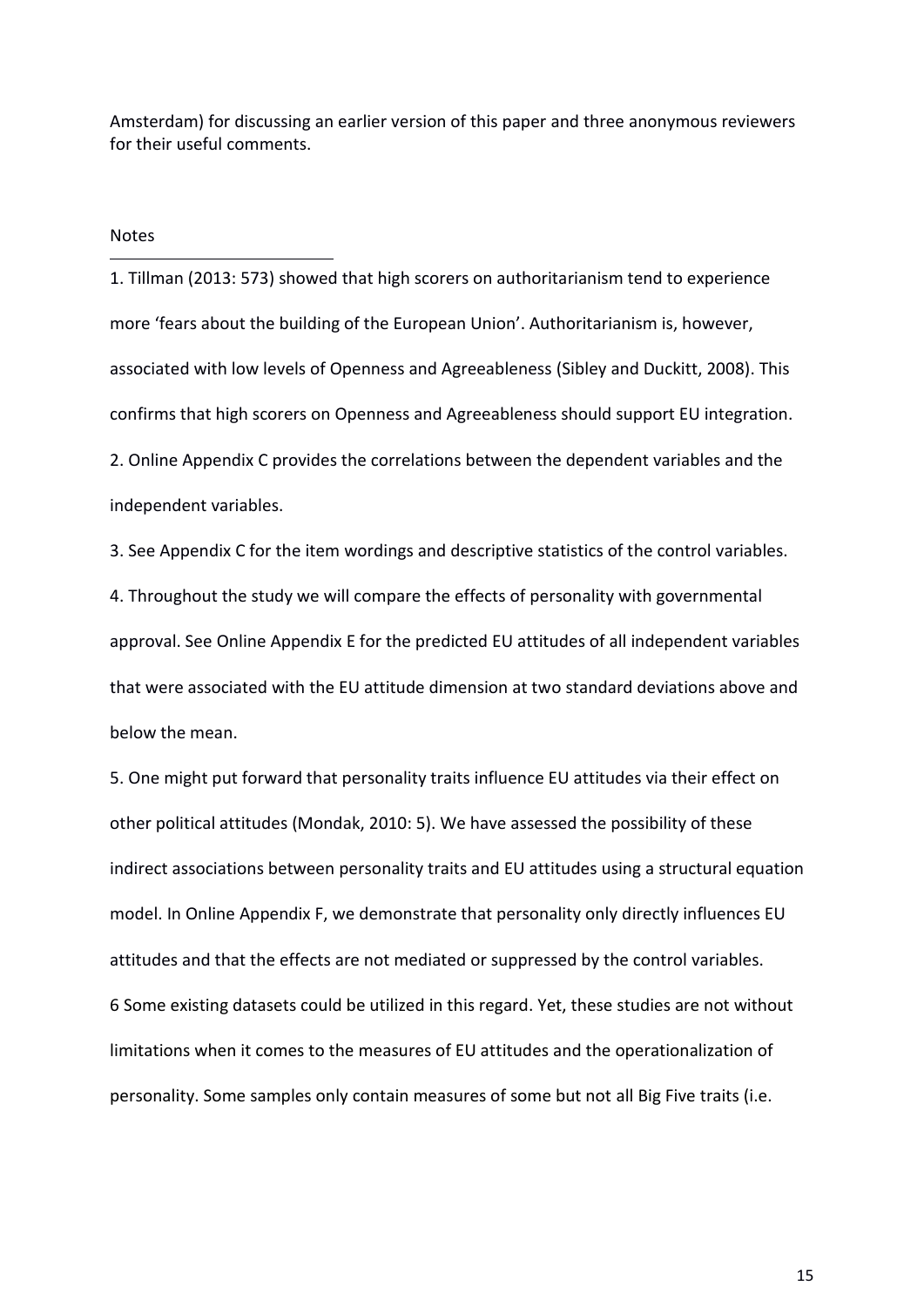Amsterdam) for discussing an earlier version of this paper and three anonymous reviewers for their useful comments.

Notes

1. Tillman (2013: 573) showed that high scorers on authoritarianism tend to experience more 'fears about the building of the European Union'. Authoritarianism is, however, associated with low levels of Openness and Agreeableness (Sibley and Duckitt, 2008). This confirms that high scorers on Openness and Agreeableness should support EU integration.

2. Online Appendix C provides the correlations between the dependent variables and the independent variables.

3. See Appendix C for the item wordings and descriptive statistics of the control variables.

4. Throughout the study we will compare the effects of personality with governmental approval. See Online Appendix E for the predicted EU attitudes of all independent variables that were associated with the EU attitude dimension at two standard deviations above and below the mean.

5. One might put forward that personality traits influence EU attitudes via their effect on other political attitudes (Mondak, 2010: 5). We have assessed the possibility of these indirect associations between personality traits and EU attitudes using a structural equation model. In Online Appendix F, we demonstrate that personality only directly influences EU attitudes and that the effects are not mediated or suppressed by the control variables.

6 Some existing datasets could be utilized in this regard. Yet, these studies are not without limitations when it comes to the measures of EU attitudes and the operationalization of personality. Some samples only contain measures of some but not all Big Five traits (i.e.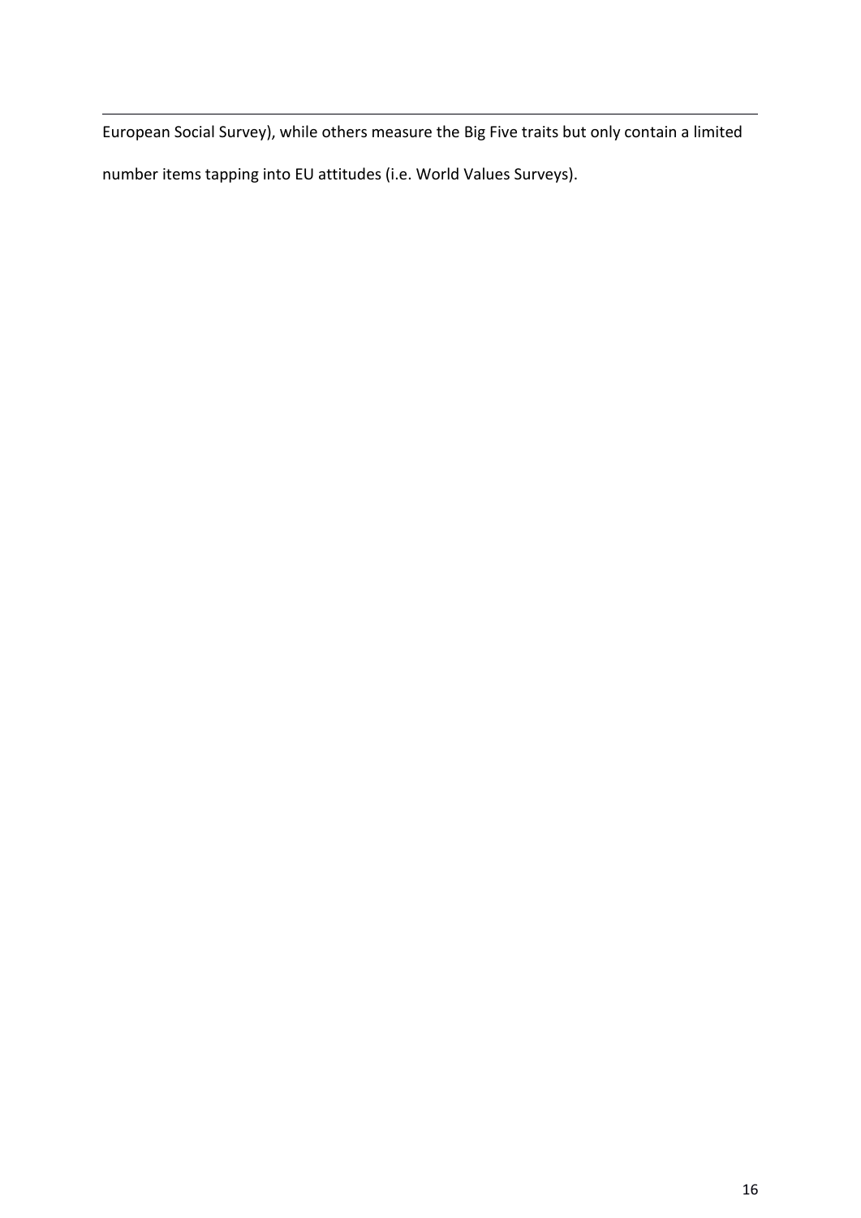European Social Survey), while others measure the Big Five traits but only contain a limited number items tapping into EU attitudes (i.e. World Values Surveys).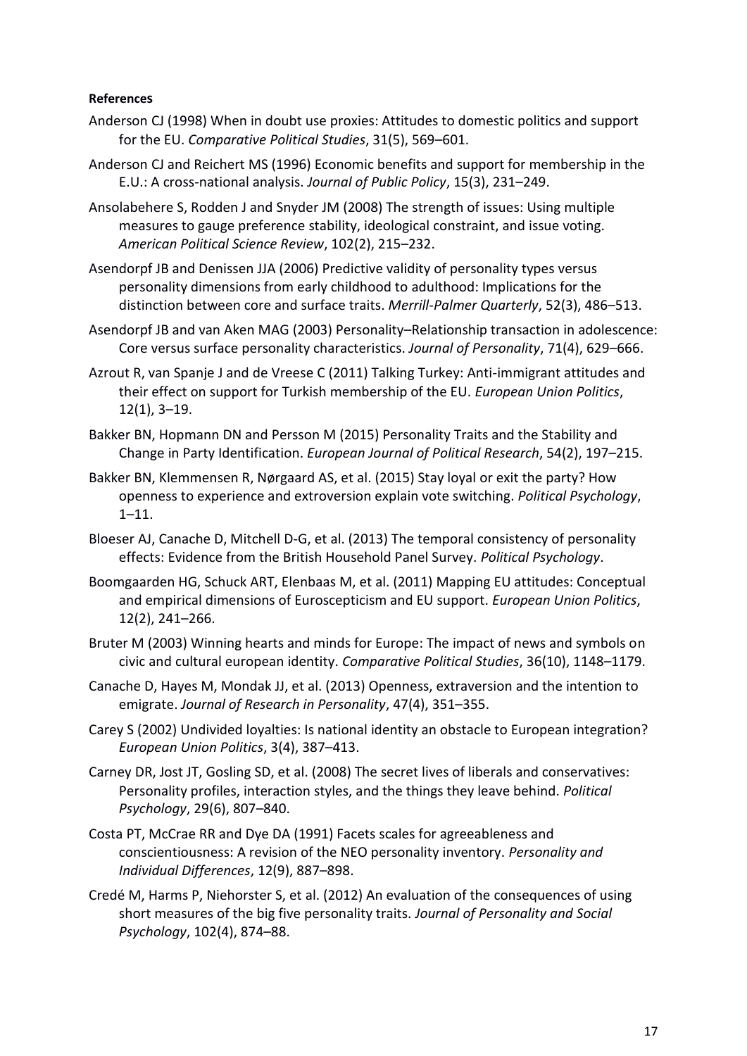**References**

Anderson CJ (1998) When in doubt use proxies: Attitudes to domestic politics and support for the EU. *Comparative Political Studies*, 31(5), 569–601.

Anderson CJ and Reichert MS (1996) Economic benefits and support for membership in the E.U.: A cross-national analysis. *Journal of Public Policy*, 15(3), 231–249.

Ansolabehere S, Rodden J and Snyder JM (2008) The strength of issues: Using multiple measures to gauge preference stability, ideological constraint, and issue voting. *American Political Science Review*, 102(2), 215–232.

Asendorpf JB and Denissen JJA (2006) Predictive validity of personality types versus personality dimensions from early childhood to adulthood: Implications for the distinction between core and surface traits. *Merrill-Palmer Quarterly*, 52(3), 486–513.

Asendorpf JB and van Aken MAG (2003) Personality–Relationship transaction in adolescence: Core versus surface personality characteristics. *Journal of Personality*, 71(4), 629–666.

Azrout R, van Spanje J and de Vreese C (2011) Talking Turkey: Anti-immigrant attitudes and their effect on support for Turkish membership of the EU. *European Union Politics*, 12(1), 3–19.

Bakker BN, Hopmann DN and Persson M (2015) Personality Traits and the Stability and Change in Party Identification. *European Journal of Political Research*, 54(2), 197–215.

Bakker BN, Klemmensen R, Nørgaard AS, et al. (2015) Stay loyal or exit the party? How openness to experience and extroversion explain vote switching. *Political Psychology*, 1–11.

Bloeser AJ, Canache D, Mitchell D-G, et al. (2013) The temporal consistency of personality effects: Evidence from the British Household Panel Survey. *Political Psychology*.

Boomgaarden HG, Schuck ART, Elenbaas M, et al. (2011) Mapping EU attitudes: Conceptual and empirical dimensions of Euroscepticism and EU support. *European Union Politics*, 12(2), 241–266.

Bruter M (2003) Winning hearts and minds for Europe: The impact of news and symbols on civic and cultural european identity. *Comparative Political Studies*, 36(10), 1148–1179.

Canache D, Hayes M, Mondak JJ, et al. (2013) Openness, extraversion and the intention to emigrate. *Journal of Research in Personality*, 47(4), 351–355.

Carey S (2002) Undivided loyalties: Is national identity an obstacle to European integration? *European Union Politics*, 3(4), 387–413.

Carney DR, Jost JT, Gosling SD, et al. (2008) The secret lives of liberals and conservatives: Personality profiles, interaction styles, and the things they leave behind. *Political Psychology*, 29(6), 807–840.

Costa PT, McCrae RR and Dye DA (1991) Facets scales for agreeableness and conscientiousness: A revision of the NEO personality inventory. *Personality and Individual Differences*, 12(9), 887–898.

Credé M, Harms P, Niehorster S, et al. (2012) An evaluation of the consequences of using short measures of the big five personality traits. *Journal of Personality and Social Psychology*, 102(4), 874–88.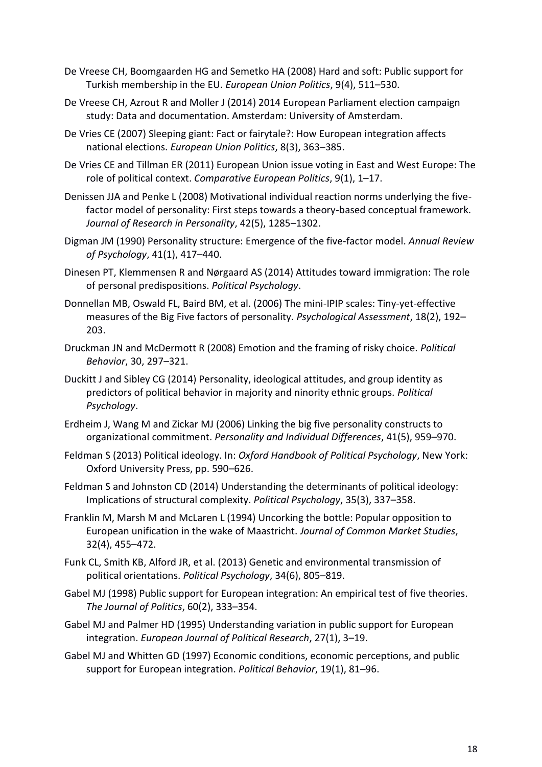De Vreese CH, Boomgaarden HG and Semetko HA (2008) Hard and soft: Public support for Turkish membership in the EU. *European Union Politics*, 9(4), 511–530.

De Vreese CH, Azrout R and Moller J (2014) 2014 European Parliament election campaign study: Data and documentation. Amsterdam: University of Amsterdam.

De Vries CE (2007) Sleeping giant: Fact or fairytale?: How European integration affects national elections. *European Union Politics*, 8(3), 363–385.

De Vries CE and Tillman ER (2011) European Union issue voting in East and West Europe: The role of political context. *Comparative European Politics*, 9(1), 1–17.

Denissen JJA and Penke L (2008) Motivational individual reaction norms underlying the five-factor model of personality: First steps towards a theory-based conceptual framework. *Journal of Research in Personality*, 42(5), 1285–1302.

Digman JM (1990) Personality structure: Emergence of the five-factor model. *Annual Review of Psychology*, 41(1), 417–440.

Dinesen PT, Klemmensen R and Nørgaard AS (2014) Attitudes toward immigration: The role of personal predispositions. *Political Psychology*.

Donnellan MB, Oswald FL, Baird BM, et al. (2006) The mini-IPIP scales: Tiny-yet-effective measures of the Big Five factors of personality. *Psychological Assessment*, 18(2), 192–203.

Druckman JN and McDermott R (2008) Emotion and the framing of risky choice. *Political Behavior*, 30, 297–321.

Duckitt J and Sibley CG (2014) Personality, ideological attitudes, and group identity as predictors of political behavior in majority and ninority ethnic groups. *Political Psychology*.

Erdheim J, Wang M and Zickar MJ (2006) Linking the big five personality constructs to organizational commitment. *Personality and Individual Differences*, 41(5), 959–970.

Feldman S (2013) Political ideology. In: *Oxford Handbook of Political Psychology*, New York: Oxford University Press, pp. 590–626.

Feldman S and Johnston CD (2014) Understanding the determinants of political ideology: Implications of structural complexity. *Political Psychology*, 35(3), 337–358.

Franklin M, Marsh M and McLaren L (1994) Uncorking the bottle: Popular opposition to European unification in the wake of Maastricht. *Journal of Common Market Studies*, 32(4), 455–472.

Funk CL, Smith KB, Alford JR, et al. (2013) Genetic and environmental transmission of political orientations. *Political Psychology*, 34(6), 805–819.

Gabel MJ (1998) Public support for European integration: An empirical test of five theories. *The Journal of Politics*, 60(2), 333–354.

Gabel MJ and Palmer HD (1995) Understanding variation in public support for European integration. *European Journal of Political Research*, 27(1), 3–19.

Gabel MJ and Whitten GD (1997) Economic conditions, economic perceptions, and public support for European integration. *Political Behavior*, 19(1), 81–96.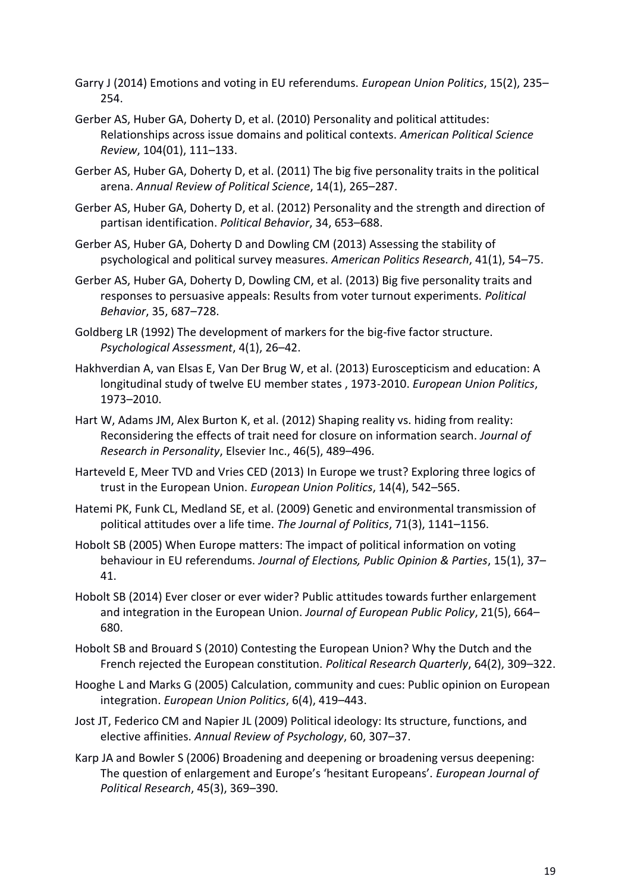Garry J (2014) Emotions and voting in EU referendums. *European Union Politics*, 15(2), 235–254.

Gerber AS, Huber GA, Doherty D, et al. (2010) Personality and political attitudes: Relationships across issue domains and political contexts. *American Political Science Review*, 104(01), 111–133.

Gerber AS, Huber GA, Doherty D, et al. (2011) The big five personality traits in the political arena. *Annual Review of Political Science*, 14(1), 265–287.

Gerber AS, Huber GA, Doherty D, et al. (2012) Personality and the strength and direction of partisan identification. *Political Behavior*, 34, 653–688.

Gerber AS, Huber GA, Doherty D and Dowling CM (2013) Assessing the stability of psychological and political survey measures. *American Politics Research*, 41(1), 54–75.

Gerber AS, Huber GA, Doherty D, Dowling CM, et al. (2013) Big five personality traits and responses to persuasive appeals: Results from voter turnout experiments. *Political Behavior*, 35, 687–728.

Goldberg LR (1992) The development of markers for the big-five factor structure. *Psychological Assessment*, 4(1), 26–42.

Hakhverdian A, van Elsas E, Van Der Brug W, et al. (2013) Euroscepticism and education: A longitudinal study of twelve EU member states , 1973-2010. *European Union Politics*, 1973–2010.

Hart W, Adams JM, Alex Burton K, et al. (2012) Shaping reality vs. hiding from reality: Reconsidering the effects of trait need for closure on information search. *Journal of Research in Personality*, Elsevier Inc., 46(5), 489–496.

Harteveld E, Meer TVD and Vries CED (2013) In Europe we trust? Exploring three logics of trust in the European Union. *European Union Politics*, 14(4), 542–565.

Hatemi PK, Funk CL, Medland SE, et al. (2009) Genetic and environmental transmission of political attitudes over a life time. *The Journal of Politics*, 71(3), 1141–1156.

Hobolt SB (2005) When Europe matters: The impact of political information on voting behaviour in EU referendums. *Journal of Elections, Public Opinion & Parties*, 15(1), 37–41.

Hobolt SB (2014) Ever closer or ever wider? Public attitudes towards further enlargement and integration in the European Union. *Journal of European Public Policy*, 21(5), 664–680.

Hobolt SB and Brouard S (2010) Contesting the European Union? Why the Dutch and the French rejected the European constitution. *Political Research Quarterly*, 64(2), 309–322.

Hooghe L and Marks G (2005) Calculation, community and cues: Public opinion on European integration. *European Union Politics*, 6(4), 419–443.

Jost JT, Federico CM and Napier JL (2009) Political ideology: Its structure, functions, and elective affinities. *Annual Review of Psychology*, 60, 307–37.

Karp JA and Bowler S (2006) Broadening and deepening or broadening versus deepening: The question of enlargement and Europe's 'hesitant Europeans'. *European Journal of Political Research*, 45(3), 369–390.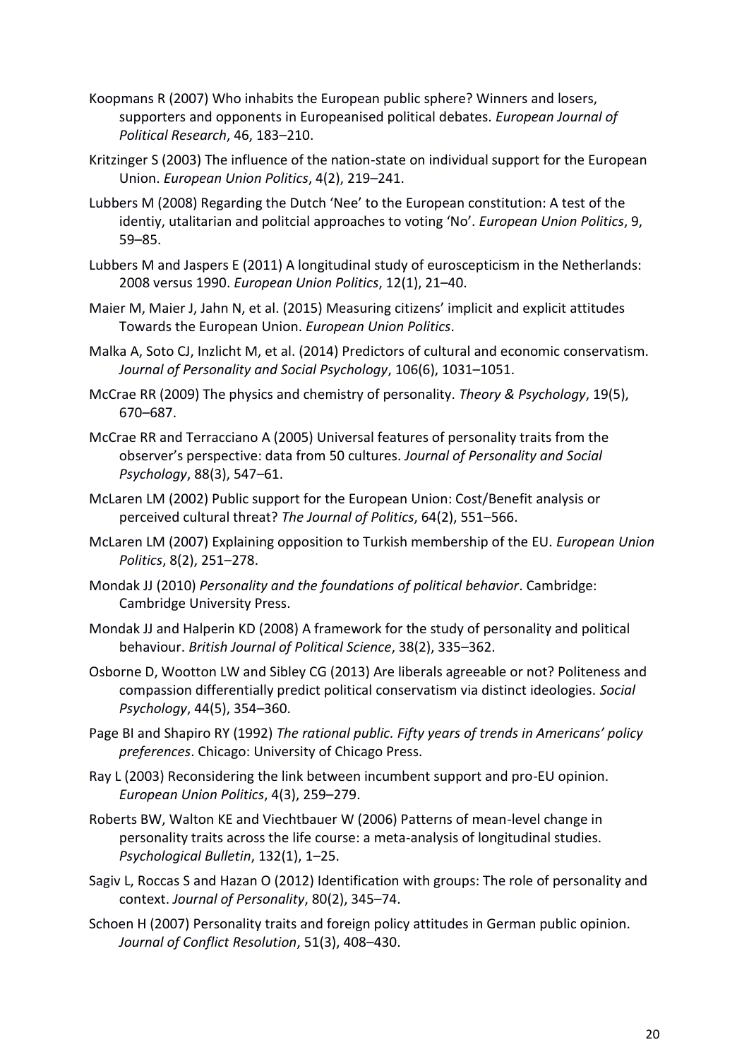Koopmans R (2007) Who inhabits the European public sphere? Winners and losers, supporters and opponents in Europeanised political debates. *European Journal of Political Research*, 46, 183–210.

Kritzinger S (2003) The influence of the nation-state on individual support for the European Union. *European Union Politics*, 4(2), 219–241.

Lubbers M (2008) Regarding the Dutch 'Nee' to the European constitution: A test of the identiy, utalitarian and politcial approaches to voting 'No'. *European Union Politics*, 9, 59–85.

Lubbers M and Jaspers E (2011) A longitudinal study of euroscepticism in the Netherlands: 2008 versus 1990. *European Union Politics*, 12(1), 21–40.

Maier M, Maier J, Jahn N, et al. (2015) Measuring citizens' implicit and explicit attitudes Towards the European Union. *European Union Politics*.

Malka A, Soto CJ, Inzlicht M, et al. (2014) Predictors of cultural and economic conservatism. *Journal of Personality and Social Psychology*, 106(6), 1031–1051.

McCrae RR (2009) The physics and chemistry of personality. *Theory & Psychology*, 19(5), 670–687.

McCrae RR and Terracciano A (2005) Universal features of personality traits from the observer's perspective: data from 50 cultures. *Journal of Personality and Social Psychology*, 88(3), 547–61.

McLaren LM (2002) Public support for the European Union: Cost/Benefit analysis or perceived cultural threat? *The Journal of Politics*, 64(2), 551–566.

McLaren LM (2007) Explaining opposition to Turkish membership of the EU. *European Union Politics*, 8(2), 251–278.

Mondak JJ (2010) *Personality and the foundations of political behavior*. Cambridge: Cambridge University Press.

Mondak JJ and Halperin KD (2008) A framework for the study of personality and political behaviour. *British Journal of Political Science*, 38(2), 335–362.

Osborne D, Wootton LW and Sibley CG (2013) Are liberals agreeable or not? Politeness and compassion differentially predict political conservatism via distinct ideologies. *Social Psychology*, 44(5), 354–360.

Page BI and Shapiro RY (1992) *The rational public. Fifty years of trends in Americans' policy preferences*. Chicago: University of Chicago Press.

Ray L (2003) Reconsidering the link between incumbent support and pro-EU opinion. *European Union Politics*, 4(3), 259–279.

Roberts BW, Walton KE and Viechtbauer W (2006) Patterns of mean-level change in personality traits across the life course: a meta-analysis of longitudinal studies. *Psychological Bulletin*, 132(1), 1–25.

Sagiv L, Roccas S and Hazan O (2012) Identification with groups: The role of personality and context. *Journal of Personality*, 80(2), 345–74.

Schoen H (2007) Personality traits and foreign policy attitudes in German public opinion. *Journal of Conflict Resolution*, 51(3), 408–430.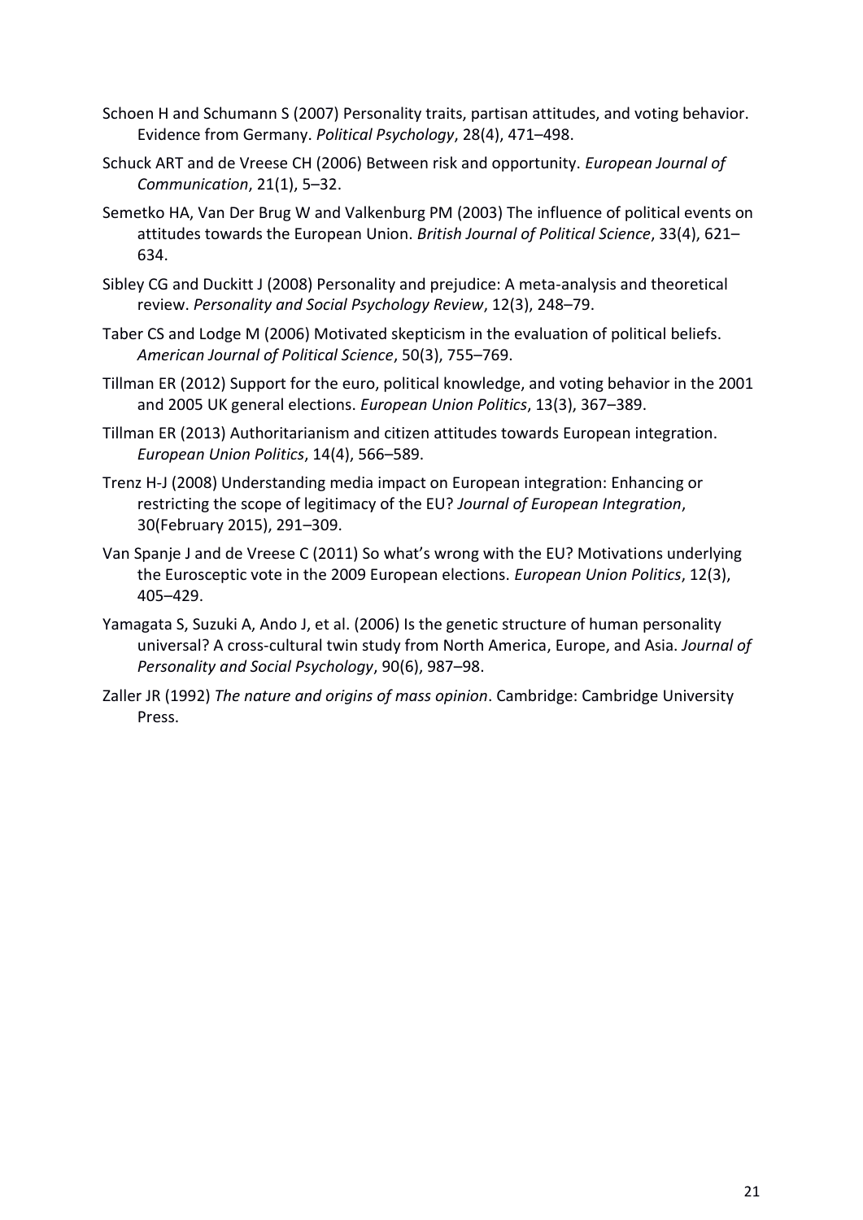Schoen H and Schumann S (2007) Personality traits, partisan attitudes, and voting behavior. Evidence from Germany. *Political Psychology*, 28(4), 471–498.

Schuck ART and de Vreese CH (2006) Between risk and opportunity. *European Journal of Communication*, 21(1), 5–32.

Semetko HA, Van Der Brug W and Valkenburg PM (2003) The influence of political events on attitudes towards the European Union. *British Journal of Political Science*, 33(4), 621–634.

Sibley CG and Duckitt J (2008) Personality and prejudice: A meta-analysis and theoretical review. *Personality and Social Psychology Review*, 12(3), 248–79.

Taber CS and Lodge M (2006) Motivated skepticism in the evaluation of political beliefs. *American Journal of Political Science*, 50(3), 755–769.

Tillman ER (2012) Support for the euro, political knowledge, and voting behavior in the 2001 and 2005 UK general elections. *European Union Politics*, 13(3), 367–389.

Tillman ER (2013) Authoritarianism and citizen attitudes towards European integration. *European Union Politics*, 14(4), 566–589.

Trenz H-J (2008) Understanding media impact on European integration: Enhancing or restricting the scope of legitimacy of the EU? *Journal of European Integration*, 30(February 2015), 291–309.

Van Spanje J and de Vreese C (2011) So what's wrong with the EU? Motivations underlying the Eurosceptic vote in the 2009 European elections. *European Union Politics*, 12(3), 405–429.

Yamagata S, Suzuki A, Ando J, et al. (2006) Is the genetic structure of human personality universal? A cross-cultural twin study from North America, Europe, and Asia. *Journal of Personality and Social Psychology*, 90(6), 987–98.

Zaller JR (1992) *The nature and origins of mass opinion*. Cambridge: Cambridge University Press.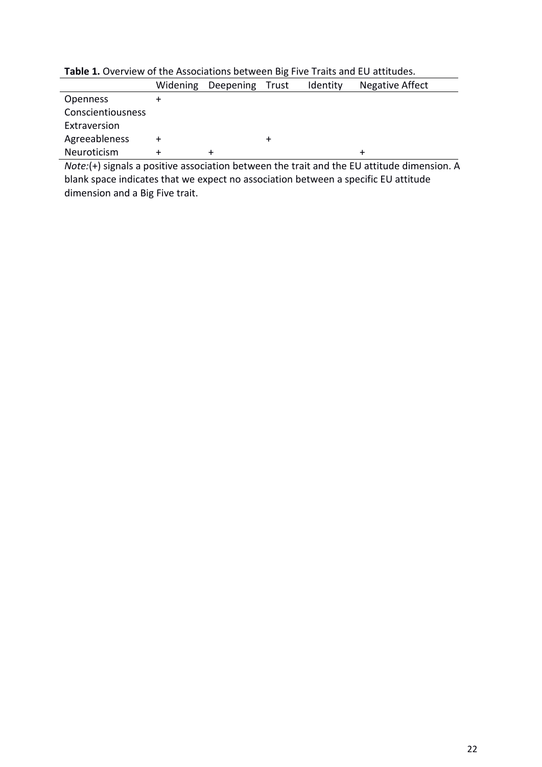**Table 1.** Overview of the Associations between Big Five Traits and EU attitudes.

| | Widening | Deepening | Trust | Identity | Negative Affect |
|---|---|---|---|---|---|
| Openness | + | | | | |
| Conscientiousness | | | | | |
| Extraversion | | | | | |
| Agreeableness | + | | + | | |
| Neuroticism | + | + | | | + |

*Note:*(+) signals a positive association between the trait and the EU attitude dimension. A blank space indicates that we expect no association between a specific EU attitude dimension and a Big Five trait.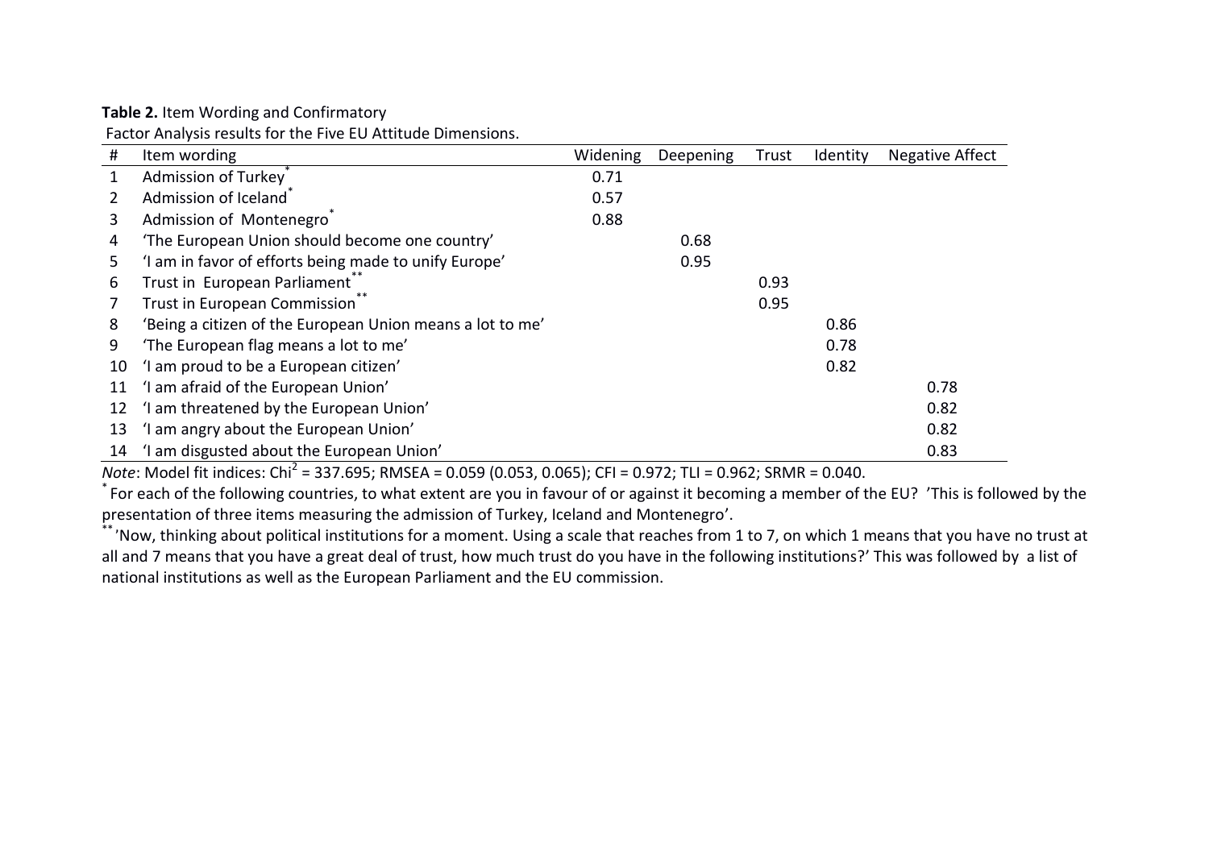**Table 2.** Item Wording and Confirmatory Factor Analysis results for the Five EU Attitude Dimensions.

| # | Item wording | Widening | Deepening | Trust | Identity | Negative Affect |
|---|---|---|---|---|---|---|
| 1 | Admission of Turkey* | 0.71 | | | | |
| 2 | Admission of Iceland* | 0.57 | | | | |
| 3 | Admission of Montenegro* | 0.88 | | | | |
| 4 | 'The European Union should become one country' | | 0.68 | | | |
| 5 | 'I am in favor of efforts being made to unify Europe' | | 0.95 | | | |
| 6 | Trust in European Parliament** | | | 0.93 | | |
| 7 | Trust in European Commission** | | | 0.95 | | |
| 8 | 'Being a citizen of the European Union means a lot to me' | | | | 0.86 | |
| 9 | 'The European flag means a lot to me' | | | | 0.78 | |
| 10 | 'I am proud to be a European citizen' | | | | 0.82 | |
| 11 | 'I am afraid of the European Union' | | | | | 0.78 |
| 12 | 'I am threatened by the European Union' | | | | | 0.82 |
| 13 | 'I am angry about the European Union' | | | | | 0.82 |
| 14 | 'I am disgusted about the European Union' | | | | | 0.83 |

*Note*: Model fit indices: $Chi^2$ = 337.695; RMSEA = 0.059 (0.053, 0.065); CFI = 0.972; TLI = 0.962; SRMR = 0.040.

* For each of the following countries, to what extent are you in favour of or against it becoming a member of the EU? 'This is followed by the presentation of three items measuring the admission of Turkey, Iceland and Montenegro'.

** 'Now, thinking about political institutions for a moment. Using a scale that reaches from 1 to 7, on which 1 means that you have no trust at all and 7 means that you have a great deal of trust, how much trust do you have in the following institutions?' This was followed by a list of national institutions as well as the European Parliament and the EU commission.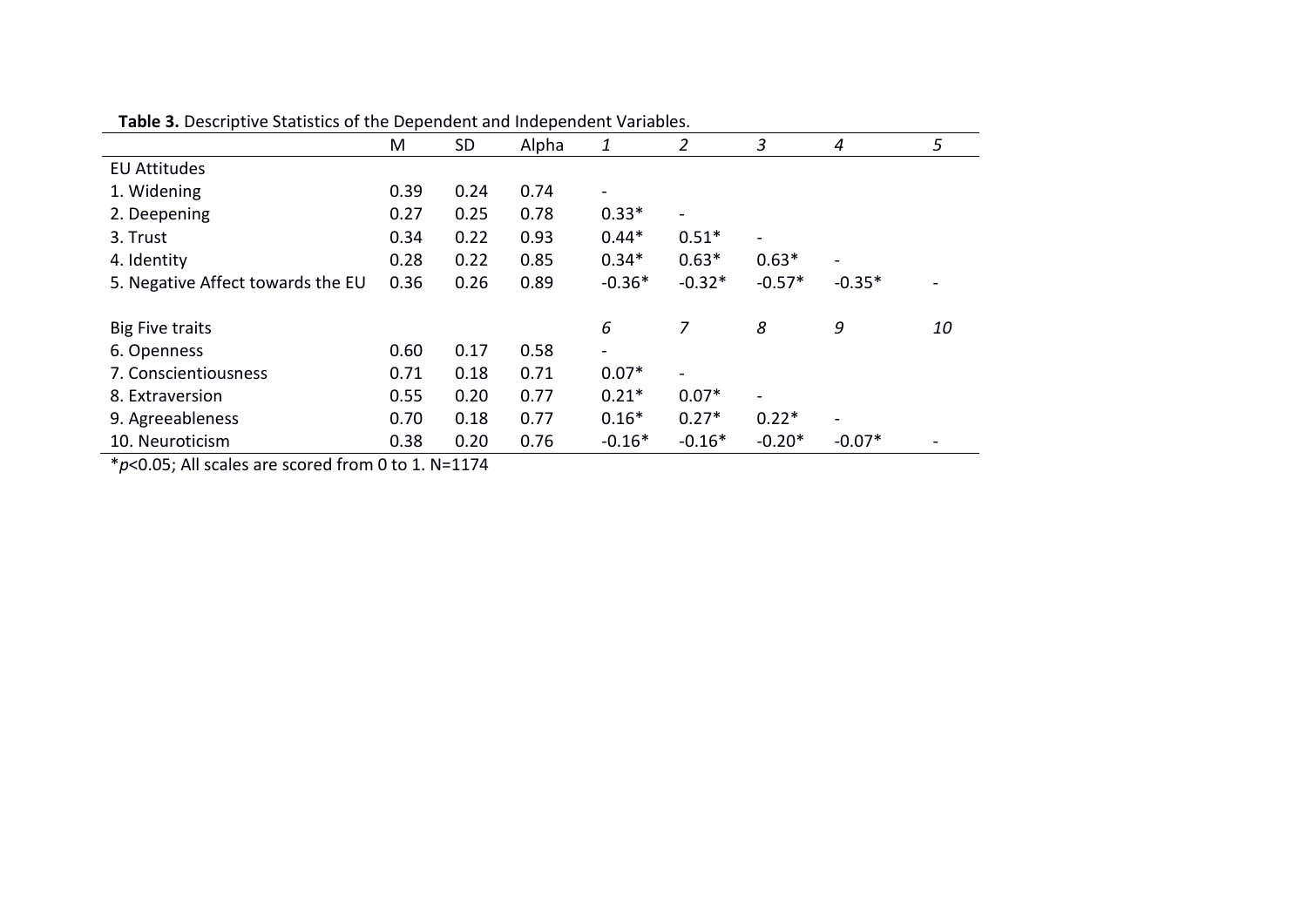**Table 3.** Descriptive Statistics of the Dependent and Independent Variables.

| | M | SD | Alpha | *1* | *2* | *3* | *4* | *5* |
|---|---|---|---|---|---|---|---|---|
| EU Attitudes | | | | | | | | |
| 1. Widening | 0.39 | 0.24 | 0.74 | - | | | | |
| 2. Deepening | 0.27 | 0.25 | 0.78 | 0.33* | - | | | |
| 3. Trust | 0.34 | 0.22 | 0.93 | 0.44* | 0.51* | - | | |
| 4. Identity | 0.28 | 0.22 | 0.85 | 0.34* | 0.63* | 0.63* | - | |
| 5. Negative Affect towards the EU | 0.36 | 0.26 | 0.89 | -0.36* | -0.32* | -0.57* | -0.35* | - |
| | | | | | | | | |
| Big Five traits | | | | *6* | *7* | *8* | *9* | *10* |
| 6. Openness | 0.60 | 0.17 | 0.58 | - | | | | |
| 7. Conscientiousness | 0.71 | 0.18 | 0.71 | 0.07* | - | | | |
| 8. Extraversion | 0.55 | 0.20 | 0.77 | 0.21* | 0.07* | - | | |
| 9. Agreeableness | 0.70 | 0.18 | 0.77 | 0.16* | 0.27* | 0.22* | - | |
| 10. Neuroticism | 0.38 | 0.20 | 0.76 | -0.16* | -0.16* | -0.20* | -0.07* | - |

*$p<0.05$; All scales are scored from 0 to 1. N=1174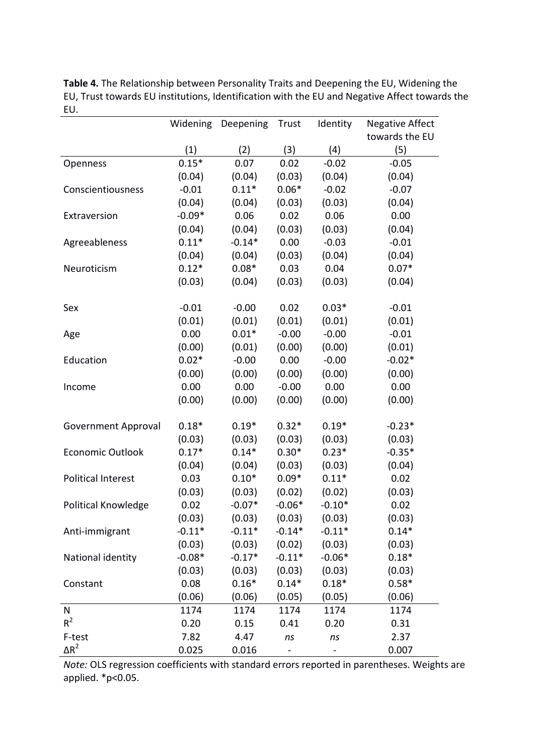**Table 4.** The Relationship between Personality Traits and Deepening the EU, Widening the EU, Trust towards EU institutions, Identification with the EU and Negative Affect towards the EU.

| | Widening | Deepening | Trust | Identity | Negative Affect towards the EU |
|---|---|---|---|---|---|
| | (1) | (2) | (3) | (4) | (5) |
| Openness | 0.15* | 0.07 | 0.02 | -0.02 | -0.05 |
| | (0.04) | (0.04) | (0.03) | (0.04) | (0.04) |
| Conscientiousness | -0.01 | 0.11* | 0.06* | -0.02 | -0.07 |
| | (0.04) | (0.04) | (0.03) | (0.03) | (0.04) |
| Extraversion | -0.09* | 0.06 | 0.02 | 0.06 | 0.00 |
| | (0.04) | (0.04) | (0.03) | (0.03) | (0.04) |
| Agreeableness | 0.11* | -0.14* | 0.00 | -0.03 | -0.01 |
| | (0.04) | (0.04) | (0.03) | (0.04) | (0.04) |
| Neuroticism | 0.12* | 0.08* | 0.03 | 0.04 | 0.07* |
| | (0.03) | (0.04) | (0.03) | (0.03) | (0.04) |
| Sex | -0.01 | -0.00 | 0.02 | 0.03* | -0.01 |
| | (0.01) | (0.01) | (0.01) | (0.01) | (0.01) |
| Age | 0.00 | 0.01* | -0.00 | -0.00 | -0.01 |
| | (0.00) | (0.01) | (0.00) | (0.00) | (0.01) |
| Education | 0.02* | -0.00 | 0.00 | -0.00 | -0.02* |
| | (0.00) | (0.00) | (0.00) | (0.00) | (0.00) |
| Income | 0.00 | 0.00 | -0.00 | 0.00 | 0.00 |
| | (0.00) | (0.00) | (0.00) | (0.00) | (0.00) |
| Government Approval | 0.18* | 0.19* | 0.32* | 0.19* | -0.23* |
| | (0.03) | (0.03) | (0.03) | (0.03) | (0.03) |
| Economic Outlook | 0.17* | 0.14* | 0.30* | 0.23* | -0.35* |
| | (0.04) | (0.04) | (0.03) | (0.03) | (0.04) |
| Political Interest | 0.03 | 0.10* | 0.09* | 0.11* | 0.02 |
| | (0.03) | (0.03) | (0.02) | (0.02) | (0.03) |
| Political Knowledge | 0.02 | -0.07* | -0.06* | -0.10* | 0.02 |
| | (0.03) | (0.03) | (0.03) | (0.03) | (0.03) |
| Anti-immigrant | -0.11* | -0.11* | -0.14* | -0.11* | 0.14* |
| | (0.03) | (0.03) | (0.02) | (0.03) | (0.03) |
| National identity | -0.08* | -0.17* | -0.11* | -0.06* | 0.18* |
| | (0.03) | (0.03) | (0.03) | (0.03) | (0.03) |
| Constant | 0.08 | 0.16* | 0.14* | 0.18* | 0.58* |
| | (0.06) | (0.06) | (0.05) | (0.05) | (0.06) |
| N | 1174 | 1174 | 1174 | 1174 | 1174 |
| $R^2$ | 0.20 | 0.15 | 0.41 | 0.20 | 0.31 |
| F-test | 7.82 | 4.47 | *ns* | *ns* | 2.37 |
| $\Delta R^2$ | 0.025 | 0.016 | - | - | 0.007 |

*Note:* OLS regression coefficients with standard errors reported in parentheses. Weights are applied. *p<0.05.